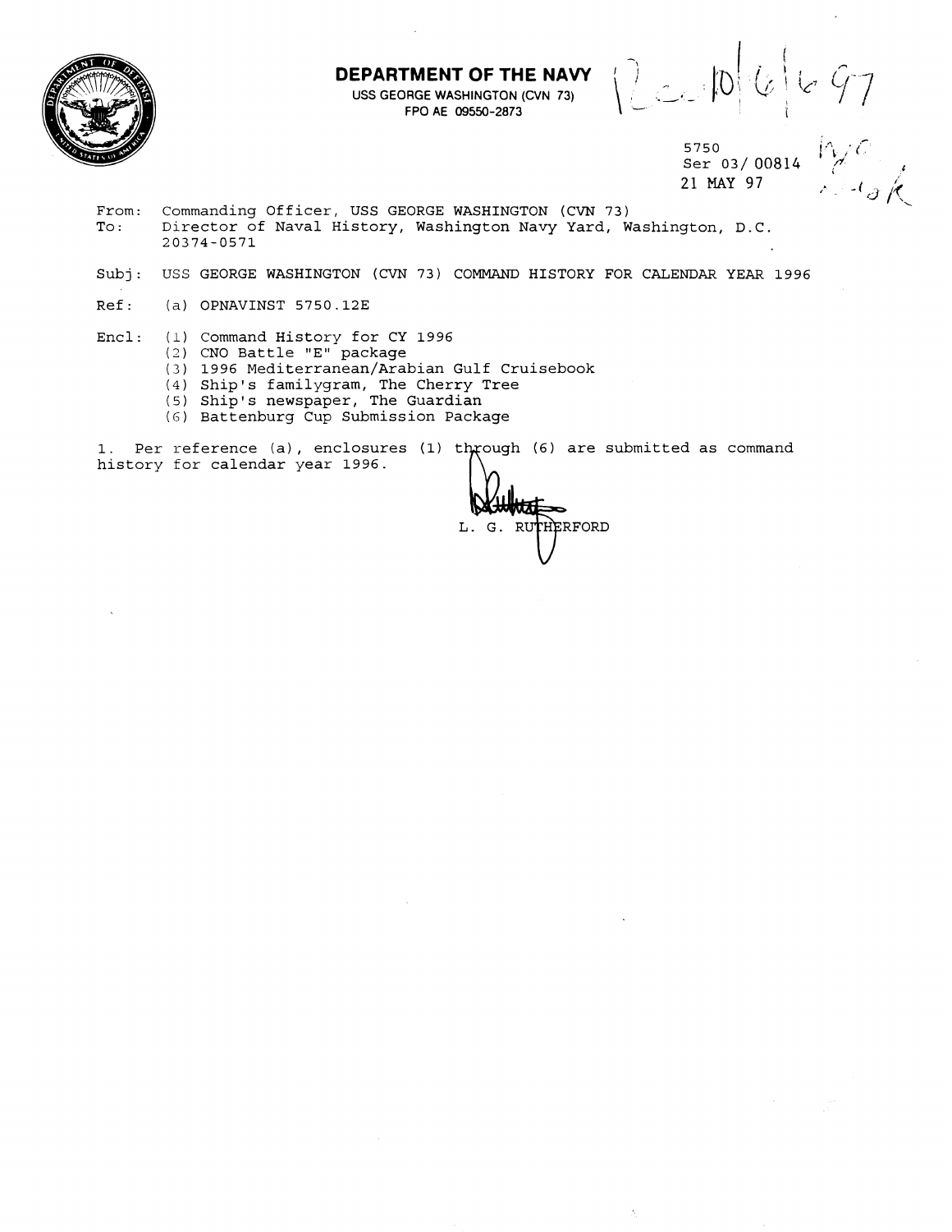# DEPARTMENT OF THE NAVY

USS GEORGE WASHINGTON (CVN 73)
FPO AE 09550-2873

5750
Ser 03/ 00814
21 MAY 97

From: Commanding Officer, USS GEORGE WASHINGTON (CVN 73)
To: Director of Naval History, Washington Navy Yard, Washington, D.C. 20374-0571

Subj: USS GEORGE WASHINGTON (CVN 73) COMMAND HISTORY FOR CALENDAR YEAR 1996

Ref: (a) OPNAVINST 5750.12E

Encl: (1) Command History for CY 1996
(2) CNO Battle "E" package
(3) 1996 Mediterranean/Arabian Gulf Cruisebook
(4) Ship's familygram, The Cherry Tree
(5) Ship's newspaper, The Guardian
(6) Battenburg Cup Submission Package

1. Per reference (a), enclosures (1) through (6) are submitted as command history for calendar year 1996.

L. G. RUTHERFORD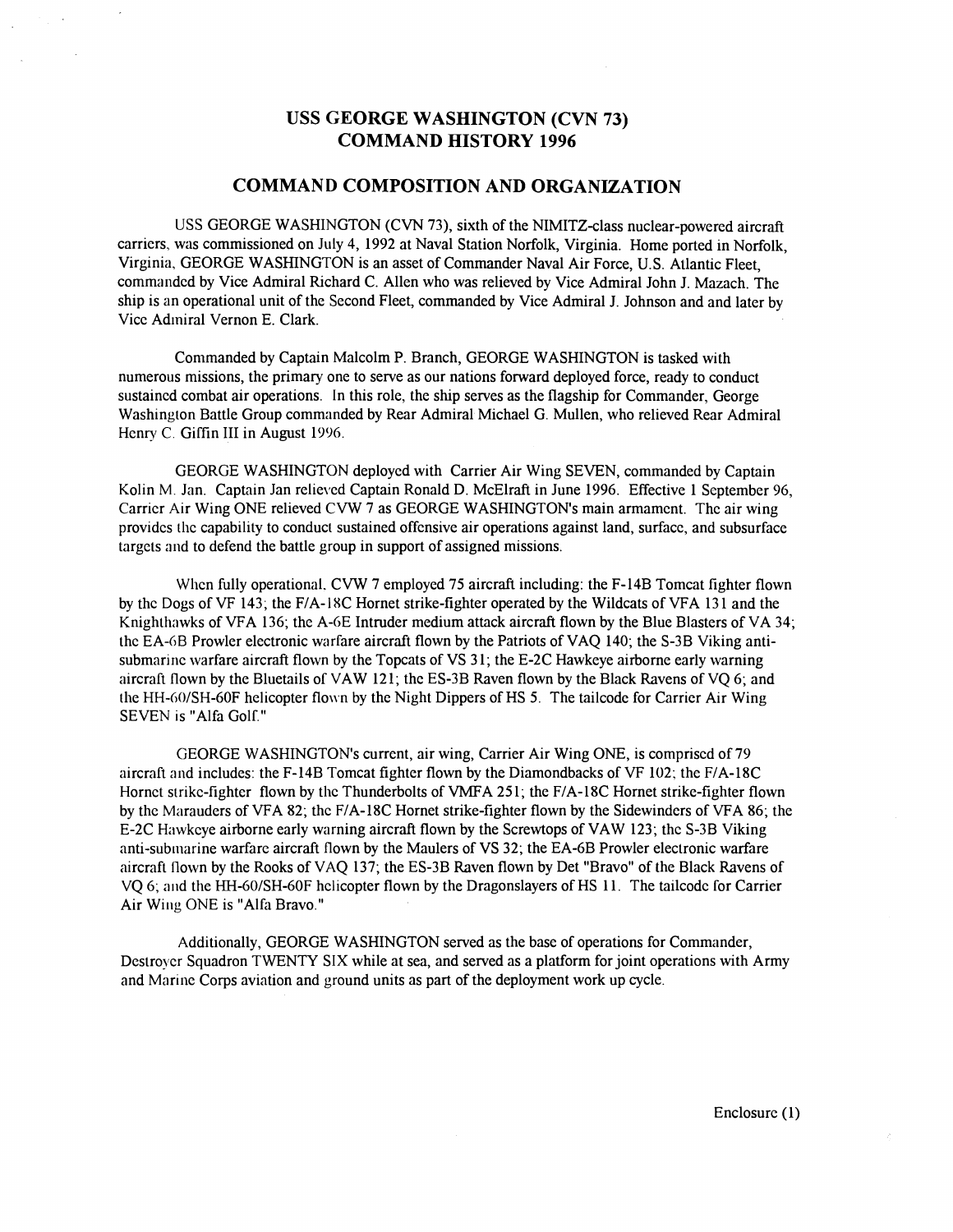# USS GEORGE WASHINGTON (CVN 73)
# COMMAND HISTORY 1996

## COMMAND COMPOSITION AND ORGANIZATION

USS GEORGE WASHINGTON (CVN 73), sixth of the NIMITZ-class nuclear-powered aircraft carriers, was commissioned on July 4, 1992 at Naval Station Norfolk, Virginia. Home ported in Norfolk, Virginia, GEORGE WASHINGTON is an asset of Commander Naval Air Force, U.S. Atlantic Fleet, commanded by Vice Admiral Richard C. Allen who was relieved by Vice Admiral John J. Mazach. The ship is an operational unit of the Second Fleet, commanded by Vice Admiral J. Johnson and and later by Vice Admiral Vernon E. Clark.

Commanded by Captain Malcolm P. Branch, GEORGE WASHINGTON is tasked with numerous missions, the primary one to serve as our nations forward deployed force, ready to conduct sustained combat air operations. In this role, the ship serves as the flagship for Commander, George Washington Battle Group commanded by Rear Admiral Michael G. Mullen, who relieved Rear Admiral Henry C. Giffin III in August 1996.

GEORGE WASHINGTON deployed with Carrier Air Wing SEVEN, commanded by Captain Kolin M. Jan. Captain Jan relieved Captain Ronald D. McElraft in June 1996. Effective 1 September 96, Carrier Air Wing ONE relieved CVW 7 as GEORGE WASHINGTON's main armament. The air wing provides the capability to conduct sustained offensive air operations against land, surface, and subsurface targets and to defend the battle group in support of assigned missions.

When fully operational, CVW 7 employed 75 aircraft including: the F-14B Tomcat fighter flown by the Dogs of VF 143; the F/A-18C Hornet strike-fighter operated by the Wildcats of VFA 131 and the Knighthawks of VFA 136; the A-6E Intruder medium attack aircraft flown by the Blue Blasters of VA 34; the EA-6B Prowler electronic warfare aircraft flown by the Patriots of VAQ 140; the S-3B Viking anti-submarine warfare aircraft flown by the Topcats of VS 31; the E-2C Hawkeye airborne early warning aircraft flown by the Bluetails of VAW 121; the ES-3B Raven flown by the Black Ravens of VQ 6; and the HH-60/SH-60F helicopter flown by the Night Dippers of HS 5. The tailcode for Carrier Air Wing SEVEN is "Alfa Golf."

GEORGE WASHINGTON's current, air wing, Carrier Air Wing ONE, is comprised of 79 aircraft and includes: the F-14B Tomcat fighter flown by the Diamondbacks of VF 102; the F/A-18C Hornet strike-fighter flown by the Thunderbolts of VMFA 251; the F/A-18C Hornet strike-fighter flown by the Marauders of VFA 82; the F/A-18C Hornet strike-fighter flown by the Sidewinders of VFA 86; the E-2C Hawkeye airborne early warning aircraft flown by the Screwtops of VAW 123; the S-3B Viking anti-submarine warfare aircraft flown by the Maulers of VS 32; the EA-6B Prowler electronic warfare aircraft flown by the Rooks of VAQ 137; the ES-3B Raven flown by Det "Bravo" of the Black Ravens of VQ 6; and the HH-60/SH-60F helicopter flown by the Dragonslayers of HS 11. The tailcode for Carrier Air Wing ONE is "Alfa Bravo."

Additionally, GEORGE WASHINGTON served as the base of operations for Commander, Destroyer Squadron TWENTY SIX while at sea, and served as a platform for joint operations with Army and Marine Corps aviation and ground units as part of the deployment work up cycle.

Enclosure (1)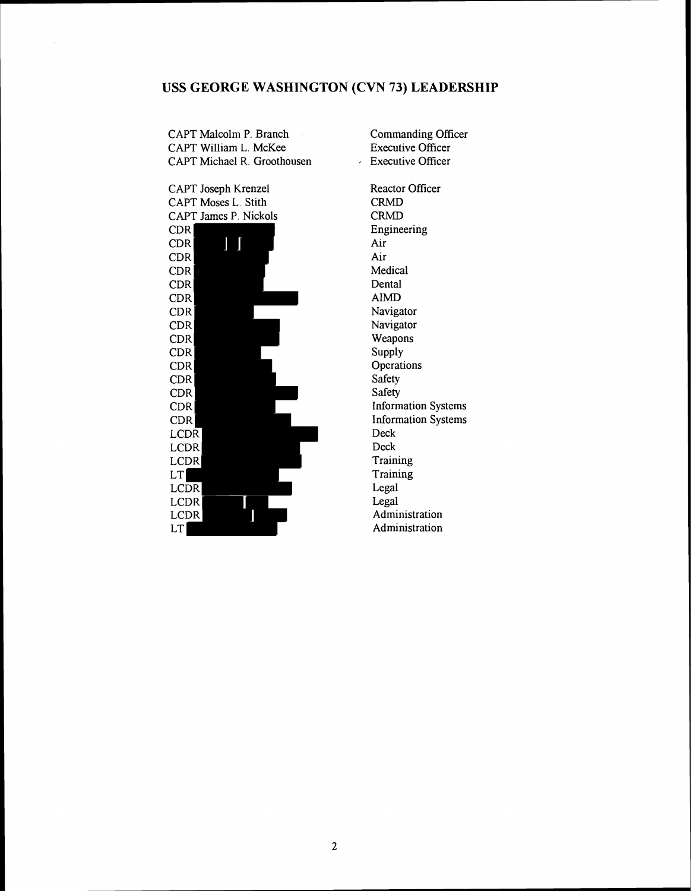## USS GEORGE WASHINGTON (CVN 73) LEADERSHIP

| Name | Position |
|---|---|
| CAPT Malcolm P. Branch | Commanding Officer |
| CAPT William L. McKee | Executive Officer |
| CAPT Michael R. Groothousen | Executive Officer |
| | |
| CAPT Joseph Krenzel | Reactor Officer |
| CAPT Moses L. Stith | CRMD |
| CAPT James P. Nickols | CRMD |
| CDR | Engineering |
| CDR | Air |
| CDR | Air |
| CDR | Medical |
| CDR | Dental |
| CDR | AIMD |
| CDR | Navigator |
| CDR | Navigator |
| CDR | Weapons |
| CDR | Supply |
| CDR | Operations |
| CDR | Safety |
| CDR | Safety |
| CDR | Information Systems |
| CDR | Information Systems |
| LCDR | Deck |
| LCDR | Deck |
| LCDR | Training |
| LT | Training |
| LCDR | Legal |
| LCDR | Legal |
| LCDR | Administration |
| LT | Administration |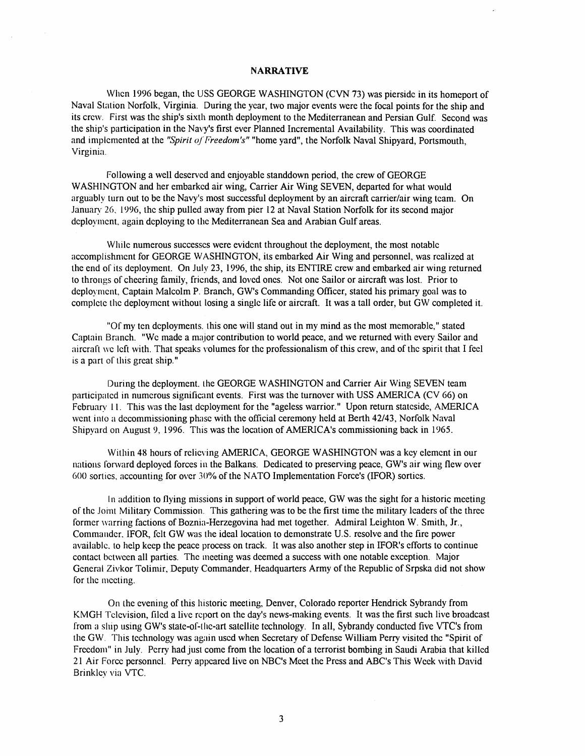## NARRATIVE

When 1996 began, the USS GEORGE WASHINGTON (CVN 73) was pierside in its homeport of Naval Station Norfolk, Virginia. During the year, two major events were the focal points for the ship and its crew. First was the ship's sixth month deployment to the Mediterranean and Persian Gulf. Second was the ship's participation in the Navy's first ever Planned Incremental Availability. This was coordinated and implemented at the *"Spirit of Freedom's"* "home yard", the Norfolk Naval Shipyard, Portsmouth, Virginia.

Following a well deserved and enjoyable standdown period, the crew of GEORGE WASHINGTON and her embarked air wing, Carrier Air Wing SEVEN, departed for what would arguably turn out to be the Navy's most successful deployment by an aircraft carrier/air wing team. On January 26, 1996, the ship pulled away from pier 12 at Naval Station Norfolk for its second major deployment, again deploying to the Mediterranean Sea and Arabian Gulf areas.

While numerous successes were evident throughout the deployment, the most notable accomplishment for GEORGE WASHINGTON, its embarked Air Wing and personnel, was realized at the end of its deployment. On July 23, 1996, the ship, its ENTIRE crew and embarked air wing returned to throngs of cheering family, friends, and loved ones. Not one Sailor or aircraft was lost. Prior to deployment, Captain Malcolm P. Branch, GW's Commanding Officer, stated his primary goal was to complete the deployment without losing a single life or aircraft. It was a tall order, but GW completed it.

"Of my ten deployments. this one will stand out in my mind as the most memorable," stated Captain Branch. "We made a major contribution to world peace, and we returned with every Sailor and aircraft we left with. That speaks volumes for the professionalism of this crew, and of the spirit that I feel is a part of this great ship."

During the deployment, the GEORGE WASHINGTON and Carrier Air Wing SEVEN team participated in numerous significant events. First was the turnover with USS AMERICA (CV 66) on February 11. This was the last deployment for the "ageless warrior." Upon return stateside, AMERICA went into a decommissioning phase with the official ceremony held at Berth 42/43, Norfolk Naval Shipyard on August 9, 1996. This was the location of AMERICA's commissioning back in 1965.

Within 48 hours of relieving AMERICA, GEORGE WASHINGTON was a key element in our nations forward deployed forces in the Balkans. Dedicated to preserving peace, GW's air wing flew over 600 sorties, accounting for over 30% of the NATO Implementation Force's (IFOR) sorties.

In addition to flying missions in support of world peace, GW was the sight for a historic meeting of the Joint Military Commission. This gathering was to be the first time the military leaders of the three former warring factions of Boznia-Herzegovina had met together. Admiral Leighton W. Smith, Jr., Commander. IFOR, felt GW was the ideal location to demonstrate U.S. resolve and the fire power available. to help keep the peace process on track. It was also another step in IFOR's efforts to continue contact between all parties. The meeting was deemed a success with one notable exception. Major General Zivkor Tolimir, Deputy Commander, Headquarters Army of the Republic of Srpska did not show for the meeting.

On the evening of this historic meeting, Denver, Colorado reporter Hendrick Sybrandy from KMGH Television, filed a live report on the day's news-making events. It was the first such live broadcast from a ship using GW's state-of-the-art satellite technology. In all, Sybrandy conducted five VTC's from the GW. This technology was again used when Secretary of Defense William Perry visited the "Spirit of Freedom" in July. Perry had just come from the location of a terrorist bombing in Saudi Arabia that killed 21 Air Force personnel. Perry appeared live on NBC's Meet the Press and ABC's This Week with David Brinkley via VTC.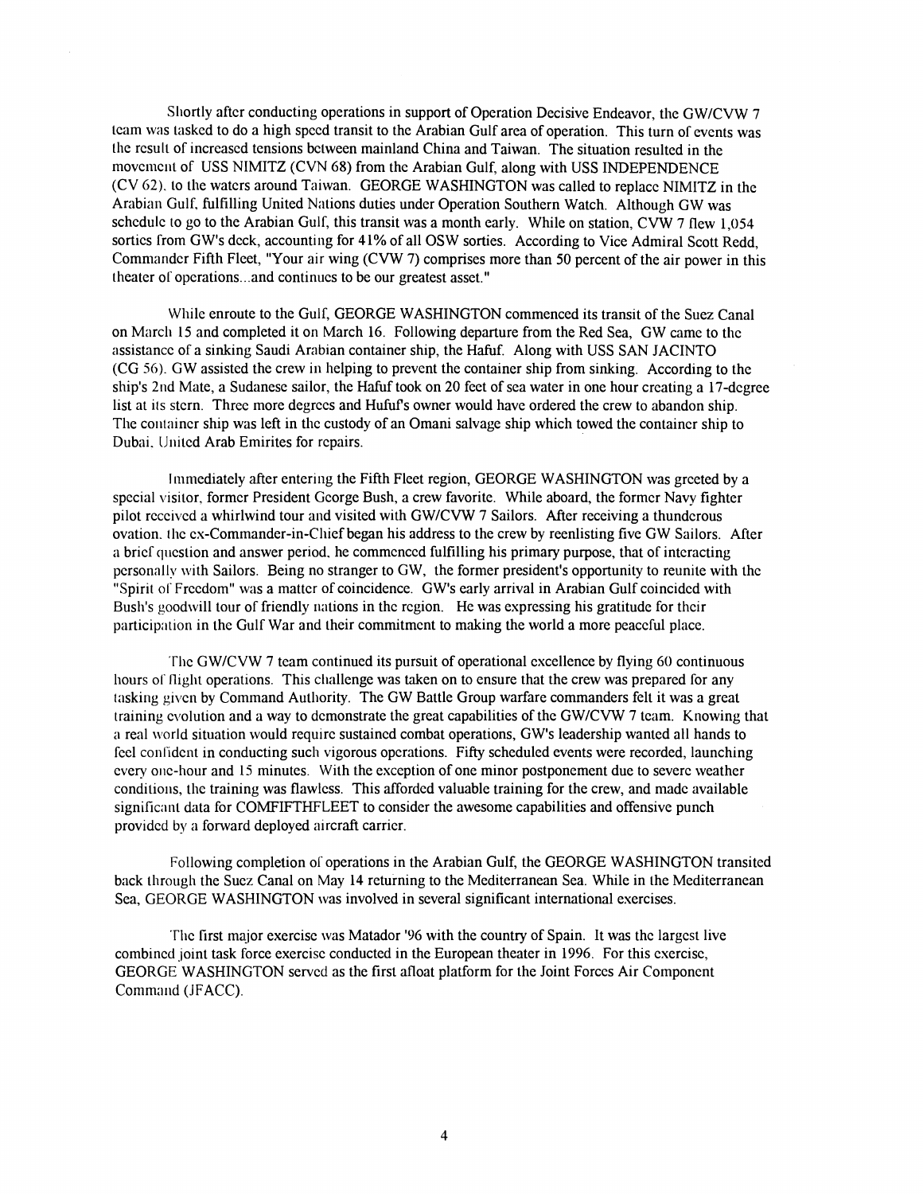Shortly after conducting operations in support of Operation Decisive Endeavor, the GW/CVW 7 team was tasked to do a high speed transit to the Arabian Gulf area of operation. This turn of events was the result of increased tensions between mainland China and Taiwan. The situation resulted in the movement of USS NIMITZ (CVN 68) from the Arabian Gulf, along with USS INDEPENDENCE (CV 62), to the waters around Taiwan. GEORGE WASHINGTON was called to replace NIMITZ in the Arabian Gulf, fulfilling United Nations duties under Operation Southern Watch. Although GW was schedule to go to the Arabian Gulf, this transit was a month early. While on station, CVW 7 flew 1,054 sorties from GW's deck, accounting for 41% of all OSW sorties. According to Vice Admiral Scott Redd, Commander Fifth Fleet, "Your air wing (CVW 7) comprises more than 50 percent of the air power in this theater of operations...and continues to be our greatest asset."

While enroute to the Gulf, GEORGE WASHINGTON commenced its transit of the Suez Canal on March 15 and completed it on March 16. Following departure from the Red Sea, GW came to the assistance of a sinking Saudi Arabian container ship, the Hafuf. Along with USS SAN JACINTO (CG 56). GW assisted the crew in helping to prevent the container ship from sinking. According to the ship's 2nd Mate, a Sudanese sailor, the Hafuf took on 20 feet of sea water in one hour creating a 17-degree list at its stern. Three more degrees and Hufuf's owner would have ordered the crew to abandon ship. The container ship was left in the custody of an Omani salvage ship which towed the container ship to Dubai, United Arab Emirites for repairs.

Immediately after entering the Fifth Fleet region, GEORGE WASHINGTON was greeted by a special visitor, former President George Bush, a crew favorite. While aboard, the former Navy fighter pilot received a whirlwind tour and visited with GW/CVW 7 Sailors. After receiving a thunderous ovation, the ex-Commander-in-Chief began his address to the crew by reenlisting five GW Sailors. After a brief question and answer period, he commenced fulfilling his primary purpose, that of interacting personally with Sailors. Being no stranger to GW, the former president's opportunity to reunite with the "Spirit of Freedom" was a matter of coincidence. GW's early arrival in Arabian Gulf coincided with Bush's goodwill tour of friendly nations in the region. He was expressing his gratitude for their participation in the Gulf War and their commitment to making the world a more peaceful place.

The GW/CVW 7 team continued its pursuit of operational excellence by flying 60 continuous hours of flight operations. This challenge was taken on to ensure that the crew was prepared for any tasking given by Command Authority. The GW Battle Group warfare commanders felt it was a great training evolution and a way to demonstrate the great capabilities of the GW/CVW 7 team. Knowing that a real world situation would require sustained combat operations, GW's leadership wanted all hands to feel confident in conducting such vigorous operations. Fifty scheduled events were recorded, launching every one-hour and 15 minutes. With the exception of one minor postponement due to severe weather conditions, the training was flawless. This afforded valuable training for the crew, and made available significant data for COMFIFTHFLEET to consider the awesome capabilities and offensive punch provided by a forward deployed aircraft carrier.

Following completion of operations in the Arabian Gulf, the GEORGE WASHINGTON transited back through the Suez Canal on May 14 returning to the Mediterranean Sea. While in the Mediterranean Sea, GEORGE WASHINGTON was involved in several significant international exercises.

The first major exercise was Matador '96 with the country of Spain. It was the largest live combined joint task force exercise conducted in the European theater in 1996. For this exercise, GEORGE WASHINGTON served as the first afloat platform for the Joint Forces Air Component Command (JFACC).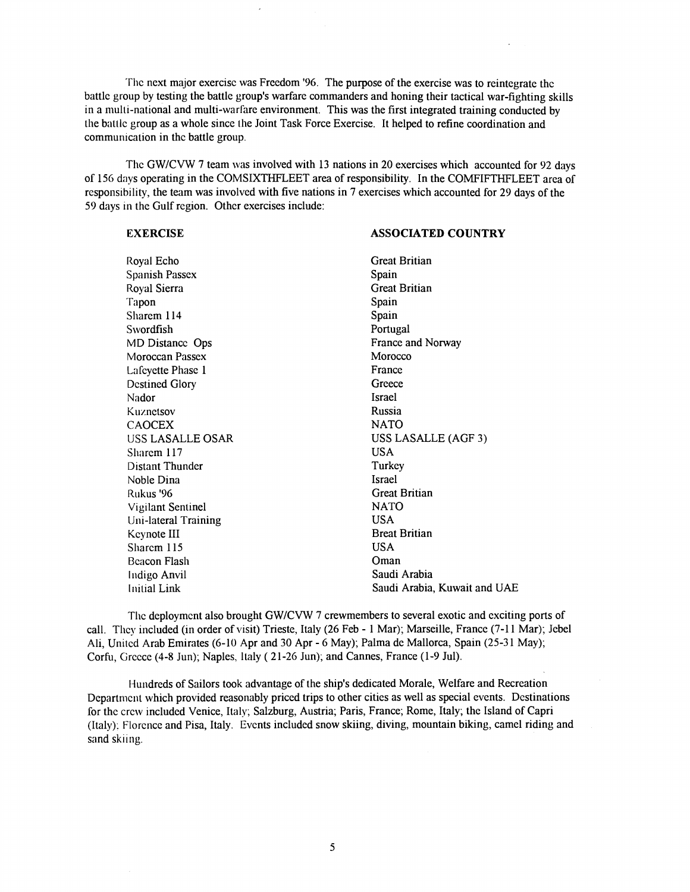The next major exercise was Freedom '96. The purpose of the exercise was to reintegrate the battle group by testing the battle group's warfare commanders and honing their tactical war-fighting skills in a multi-national and multi-warfare environment. This was the first integrated training conducted by the battle group as a whole since the Joint Task Force Exercise. It helped to refine coordination and communication in the battle group.

The GW/CVW 7 team was involved with 13 nations in 20 exercises which accounted for 92 days of 156 days operating in the COMSIXTHFLEET area of responsibility. In the COMFIFTHFLEET area of responsibility, the team was involved with five nations in 7 exercises which accounted for 29 days of the 59 days in the Gulf region. Other exercises include:

| **EXERCISE** | **ASSOCIATED COUNTRY** |
|---|---|
| Royal Echo | Great Britian |
| Spanish Passex | Spain |
| Royal Sierra | Great Britian |
| Tapon | Spain |
| Sharem 114 | Spain |
| Swordfish | Portugal |
| MD Distance Ops | France and Norway |
| Moroccan Passex | Morocco |
| Lafeyette Phase 1 | France |
| Destined Glory | Greece |
| Nador | Israel |
| Kuznetsov | Russia |
| CAOCEX | NATO |
| USS LASALLE OSAR | USS LASALLE (AGF 3) |
| Sharem 117 | USA |
| Distant Thunder | Turkey |
| Noble Dina | Israel |
| Rukus '96 | Great Britian |
| Vigilant Sentinel | NATO |
| Uni-lateral Training | USA |
| Keynote III | Breat Britian |
| Sharem 115 | USA |
| Beacon Flash | Oman |
| Indigo Anvil | Saudi Arabia |
| Initial Link | Saudi Arabia, Kuwait and UAE |

The deployment also brought GW/CVW 7 crewmembers to several exotic and exciting ports of call. They included (in order of visit) Trieste, Italy (26 Feb - 1 Mar); Marseille, France (7-11 Mar); Jebel Ali, United Arab Emirates (6-10 Apr and 30 Apr - 6 May); Palma de Mallorca, Spain (25-31 May); Corfu, Greece (4-8 Jun); Naples, Italy ( 21-26 Jun); and Cannes, France (1-9 Jul).

Hundreds of Sailors took advantage of the ship's dedicated Morale, Welfare and Recreation Department which provided reasonably priced trips to other cities as well as special events. Destinations for the crew included Venice, Italy; Salzburg, Austria; Paris, France; Rome, Italy; the Island of Capri (Italy); Florence and Pisa, Italy. Events included snow skiing, diving, mountain biking, camel riding and sand skiing.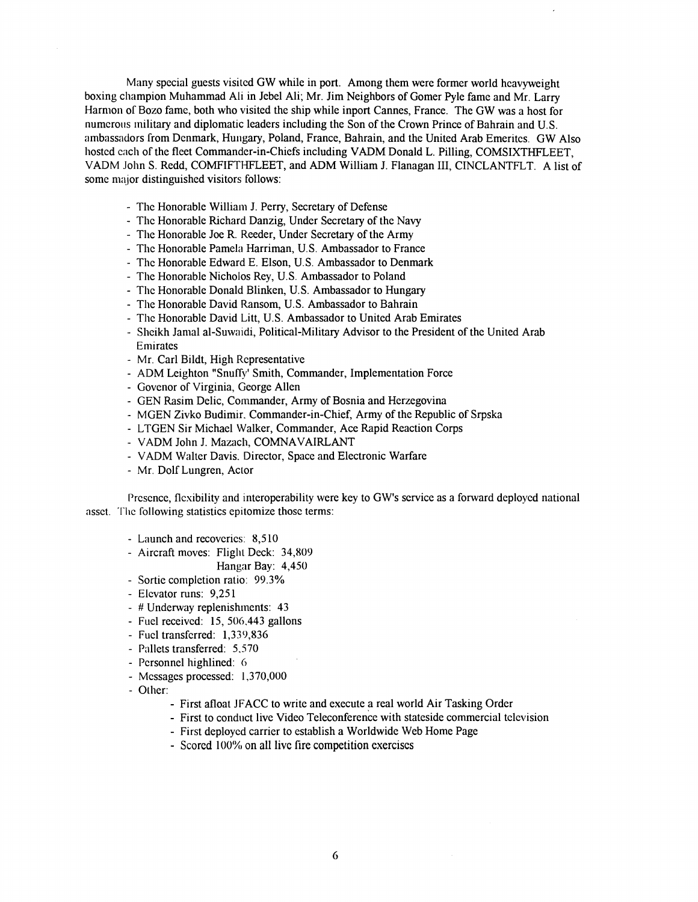Many special guests visited GW while in port. Among them were former world heavyweight boxing champion Muhammad Ali in Jebel Ali; Mr. Jim Neighbors of Gomer Pyle fame and Mr. Larry Harmon of Bozo fame, both who visited the ship while inport Cannes, France. The GW was a host for numerous military and diplomatic leaders including the Son of the Crown Prince of Bahrain and U.S. ambassadors from Denmark, Hungary, Poland, France, Bahrain, and the United Arab Emerites. GW Also hosted each of the fleet Commander-in-Chiefs including VADM Donald L. Pilling, COMSIXTHFLEET, VADM John S. Redd, COMFIFTHFLEET, and ADM William J. Flanagan III, CINCLANTFLT. A list of some major distinguished visitors follows:

- The Honorable William J. Perry, Secretary of Defense
- The Honorable Richard Danzig, Under Secretary of the Navy
- The Honorable Joe R. Reeder, Under Secretary of the Army
- The Honorable Pamela Harriman, U.S. Ambassador to France
- The Honorable Edward E. Elson, U.S. Ambassador to Denmark
- The Honorable Nicholos Rey, U.S. Ambassador to Poland
- The Honorable Donald Blinken, U.S. Ambassador to Hungary
- The Honorable David Ransom, U.S. Ambassador to Bahrain
- The Honorable David Litt, U.S. Ambassador to United Arab Emirates
- Sheikh Jamal al-Suwaidi, Political-Military Advisor to the President of the United Arab Emirates
- Mr. Carl Bildt, High Representative
- ADM Leighton "Snuffy' Smith, Commander, Implementation Force
- Govenor of Virginia, George Allen
- GEN Rasim Delic, Commander, Army of Bosnia and Herzegovina
- MGEN Zivko Budimir. Commander-in-Chief, Army of the Republic of Srpska
- LTGEN Sir Michael Walker, Commander, Ace Rapid Reaction Corps
- VADM John J. Mazach, COMNAVAIRLANT
- VADM Walter Davis. Director, Space and Electronic Warfare
- Mr. Dolf Lungren, Actor

Presence, flexibility and interoperability were key to GW's service as a forward deployed national asset. The following statistics epitomize those terms:

- Launch and recoveries: 8,510
- Aircraft moves: Flight Deck: 34,809
  Hangar Bay: 4,450
- Sortie completion ratio: 99.3%
- Elevator runs: 9,251
- # Underway replenishments: 43
- Fuel received: 15, 506,443 gallons
- Fuel transferred: 1,339,836
- Pallets transferred: 5,570
- Personnel highlined: 6
- Messages processed: 1,370,000
- Other:
  - First afloat JFACC to write and execute a real world Air Tasking Order
  - First to conduct live Video Teleconference with stateside commercial television
  - First deployed carrier to establish a Worldwide Web Home Page
  - Scored 100% on all live fire competition exercises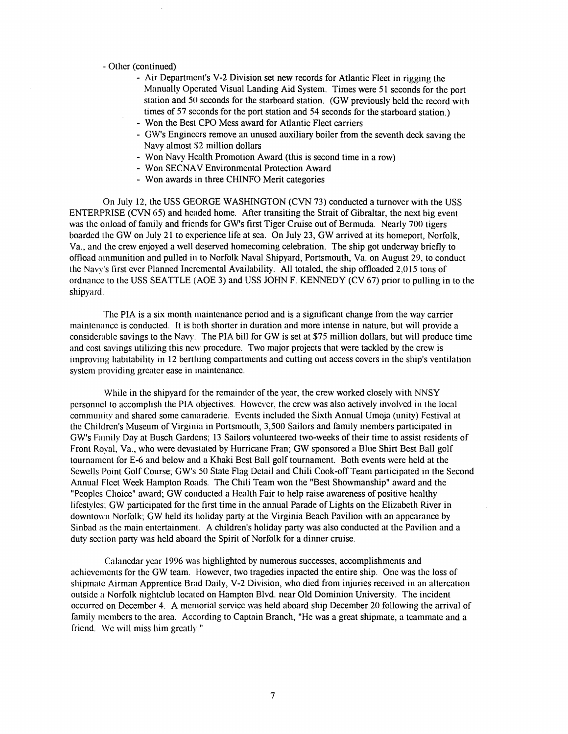- Other (continued)
  - Air Department's V-2 Division set new records for Atlantic Fleet in rigging the Manually Operated Visual Landing Aid System. Times were 51 seconds for the port station and 50 seconds for the starboard station. (GW previously held the record with times of 57 seconds for the port station and 54 seconds for the starboard station.)
  - Won the Best CPO Mess award for Atlantic Fleet carriers
  - GW's Engineers remove an unused auxiliary boiler from the seventh deck saving the Navy almost $2 million dollars
  - Won Navy Health Promotion Award (this is second time in a row)
  - Won SECNAV Environmental Protection Award
  - Won awards in three CHINFO Merit categories

On July 12, the USS GEORGE WASHINGTON (CVN 73) conducted a turnover with the USS ENTERPRISE (CVN 65) and headed home. After transiting the Strait of Gibraltar, the next big event was the onload of family and friends for GW's first Tiger Cruise out of Bermuda. Nearly 700 tigers boarded the GW on July 21 to experience life at sea. On July 23, GW arrived at its homeport, Norfolk, Va., and the crew enjoyed a well deserved homecoming celebration. The ship got underway briefly to offload ammunition and pulled in to Norfolk Naval Shipyard, Portsmouth, Va. on August 29, to conduct the Navy's first ever Planned Incremental Availability. All totaled, the ship offloaded 2,015 tons of ordnance to the USS SEATTLE (AOE 3) and USS JOHN F. KENNEDY (CV 67) prior to pulling in to the shipyard.

The PIA is a six month maintenance period and is a significant change from the way carrier maintenance is conducted. It is both shorter in duration and more intense in nature, but will provide a considerable savings to the Navy. The PIA bill for GW is set at $75 million dollars, but will produce time and cost savings utilizing this new procedure. Two major projects that were tackled by the crew is improving habitability in 12 berthing compartments and cutting out access covers in the ship's ventilation system providing greater ease in maintenance.

While in the shipyard for the remainder of the year, the crew worked closely with NNSY personnel to accomplish the PIA objectives. However, the crew was also actively involved in the local community and shared some camaraderie. Events included the Sixth Annual Umoja (unity) Festival at the Children's Museum of Virginia in Portsmouth; 3,500 Sailors and family members participated in GW's Family Day at Busch Gardens; 13 Sailors volunteered two-weeks of their time to assist residents of Front Royal, Va., who were devastated by Hurricane Fran; GW sponsored a Blue Shirt Best Ball golf tournament for E-6 and below and a Khaki Best Ball golf tournament. Both events were held at the Sewells Point Golf Course; GW's 50 State Flag Detail and Chili Cook-off Team participated in the Second Annual Fleet Week Hampton Roads. The Chili Team won the "Best Showmanship" award and the "Peoples Choice" award; GW conducted a Health Fair to help raise awareness of positive healthy lifestyles; GW participated for the first time in the annual Parade of Lights on the Elizabeth River in downtown Norfolk; GW held its holiday party at the Virginia Beach Pavilion with an appearance by Sinbad as the main entertainment. A children's holiday party was also conducted at the Pavilion and a duty section party was held aboard the Spirit of Norfolk for a dinner cruise.

Calanedar year 1996 was highlighted by numerous successes, accomplishments and achievements for the GW team. However, two tragedies inpacted the entire ship. One was the loss of shipmate Airman Apprentice Brad Daily, V-2 Division, who died from injuries received in an altercation outside a Norfolk nightclub located on Hampton Blvd. near Old Dominion University. The incident occurred on December 4. A memorial service was held aboard ship December 20 following the arrival of family members to the area. According to Captain Branch, "He was a great shipmate, a teammate and a friend. We will miss him greatly."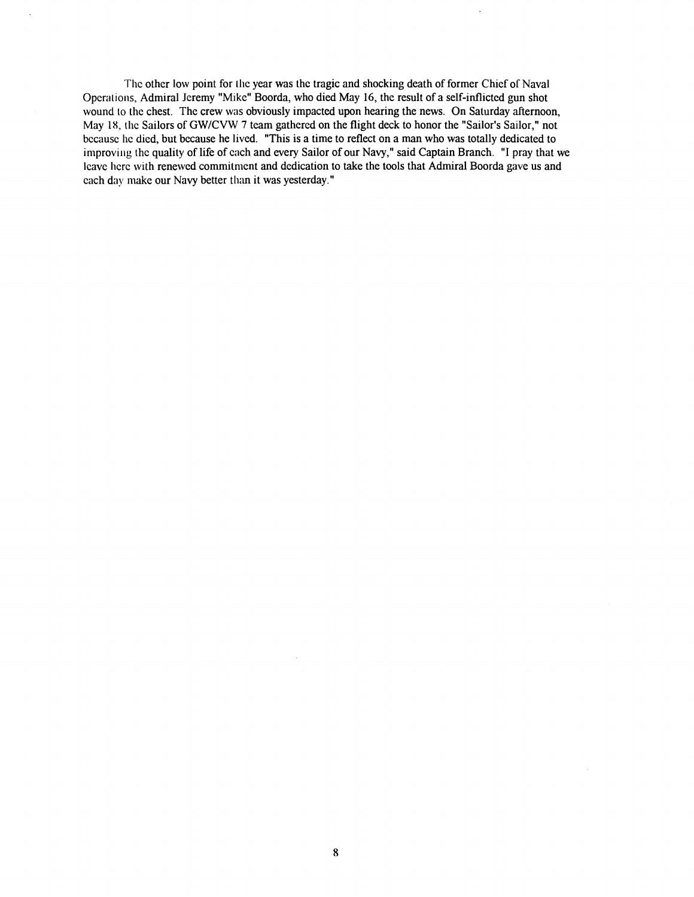The other low point for the year was the tragic and shocking death of former Chief of Naval Operations, Admiral Jeremy "Mike" Boorda, who died May 16, the result of a self-inflicted gun shot wound to the chest. The crew was obviously impacted upon hearing the news. On Saturday afternoon, May 18, the Sailors of GW/CVW 7 team gathered on the flight deck to honor the "Sailor's Sailor," not because he died, but because he lived. "This is a time to reflect on a man who was totally dedicated to improving the quality of life of each and every Sailor of our Navy," said Captain Branch. "I pray that we leave here with renewed commitment and dedication to take the tools that Admiral Boorda gave us and each day make our Navy better than it was yesterday."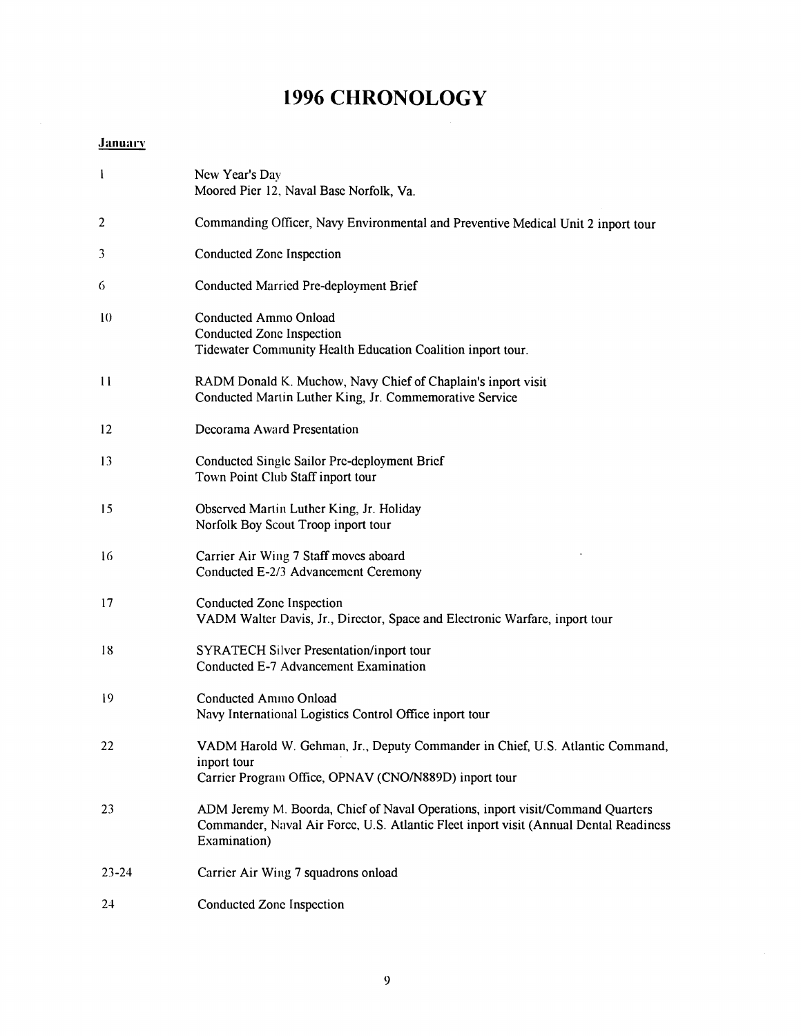# 1996 CHRONOLOGY

**January**

| | |
|---|---|
| 1 | New Year's Day<br>Moored Pier 12, Naval Base Norfolk, Va. |
| 2 | Commanding Officer, Navy Environmental and Preventive Medical Unit 2 inport tour |
| 3 | Conducted Zone Inspection |
| 6 | Conducted Married Pre-deployment Brief |
| 10 | Conducted Ammo Onload<br>Conducted Zone Inspection<br>Tidewater Community Health Education Coalition inport tour. |
| 11 | RADM Donald K. Muchow, Navy Chief of Chaplain's inport visit<br>Conducted Martin Luther King, Jr. Commemorative Service |
| 12 | Decorama Award Presentation |
| 13 | Conducted Single Sailor Pre-deployment Brief<br>Town Point Club Staff inport tour |
| 15 | Observed Martin Luther King, Jr. Holiday<br>Norfolk Boy Scout Troop inport tour |
| 16 | Carrier Air Wing 7 Staff moves aboard<br>Conducted E-2/3 Advancement Ceremony |
| 17 | Conducted Zone Inspection<br>VADM Walter Davis, Jr., Director, Space and Electronic Warfare, inport tour |
| 18 | SYRATECH Silver Presentation/inport tour<br>Conducted E-7 Advancement Examination |
| 19 | Conducted Ammo Onload<br>Navy International Logistics Control Office inport tour |
| 22 | VADM Harold W. Gehman, Jr., Deputy Commander in Chief, U.S. Atlantic Command, inport tour<br>Carrier Program Office, OPNAV (CNO/N889D) inport tour |
| 23 | ADM Jeremy M. Boorda, Chief of Naval Operations, inport visit/Command Quarters<br>Commander, Naval Air Force, U.S. Atlantic Fleet inport visit (Annual Dental Readiness Examination) |
| 23-24 | Carrier Air Wing 7 squadrons onload |
| 24 | Conducted Zone Inspection |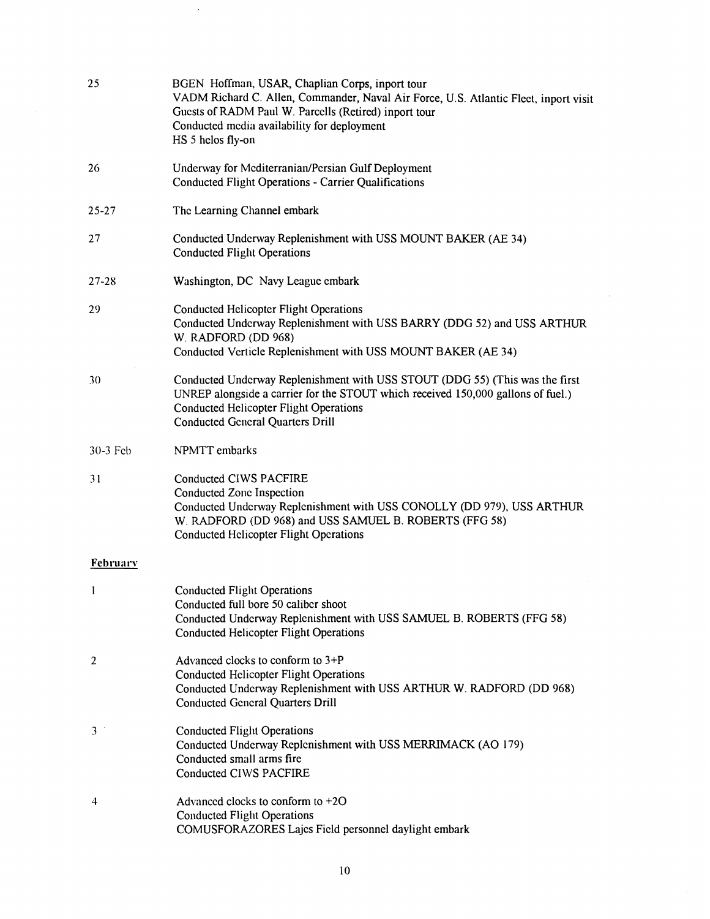| | |
|---|---|
| 25 | BGEN Hoffman, USAR, Chaplian Corps, inport tour<br>VADM Richard C. Allen, Commander, Naval Air Force, U.S. Atlantic Fleet, inport visit<br>Guests of RADM Paul W. Parcells (Retired) inport tour<br>Conducted media availability for deployment<br>HS 5 helos fly-on |
| 26 | Underway for Mediterranian/Persian Gulf Deployment<br>Conducted Flight Operations - Carrier Qualifications |
| 25-27 | The Learning Channel embark |
| 27 | Conducted Underway Replenishment with USS MOUNT BAKER (AE 34)<br>Conducted Flight Operations |
| 27-28 | Washington, DC Navy League embark |
| 29 | Conducted Helicopter Flight Operations<br>Conducted Underway Replenishment with USS BARRY (DDG 52) and USS ARTHUR W. RADFORD (DD 968)<br>Conducted Verticle Replenishment with USS MOUNT BAKER (AE 34) |
| 30 | Conducted Underway Replenishment with USS STOUT (DDG 55) (This was the first UNREP alongside a carrier for the STOUT which received 150,000 gallons of fuel.)<br>Conducted Helicopter Flight Operations<br>Conducted General Quarters Drill |
| 30-3 Feb | NPMTT embarks |
| 31 | Conducted CIWS PACFIRE<br>Conducted Zone Inspection<br>Conducted Underway Replenishment with USS CONOLLY (DD 979), USS ARTHUR W. RADFORD (DD 968) and USS SAMUEL B. ROBERTS (FFG 58)<br>Conducted Helicopter Flight Operations |

**February**

| | |
|---|---|
| 1 | Conducted Flight Operations<br>Conducted full bore 50 caliber shoot<br>Conducted Underway Replenishment with USS SAMUEL B. ROBERTS (FFG 58)<br>Conducted Helicopter Flight Operations |
| 2 | Advanced clocks to conform to 3+P<br>Conducted Helicopter Flight Operations<br>Conducted Underway Replenishment with USS ARTHUR W. RADFORD (DD 968)<br>Conducted General Quarters Drill |
| 3 | Conducted Flight Operations<br>Conducted Underway Replenishment with USS MERRIMACK (AO 179)<br>Conducted small arms fire<br>Conducted CIWS PACFIRE |
| 4 | Advanced clocks to conform to +2O<br>Conducted Flight Operations<br>COMUSFORAZORES Lajes Field personnel daylight embark |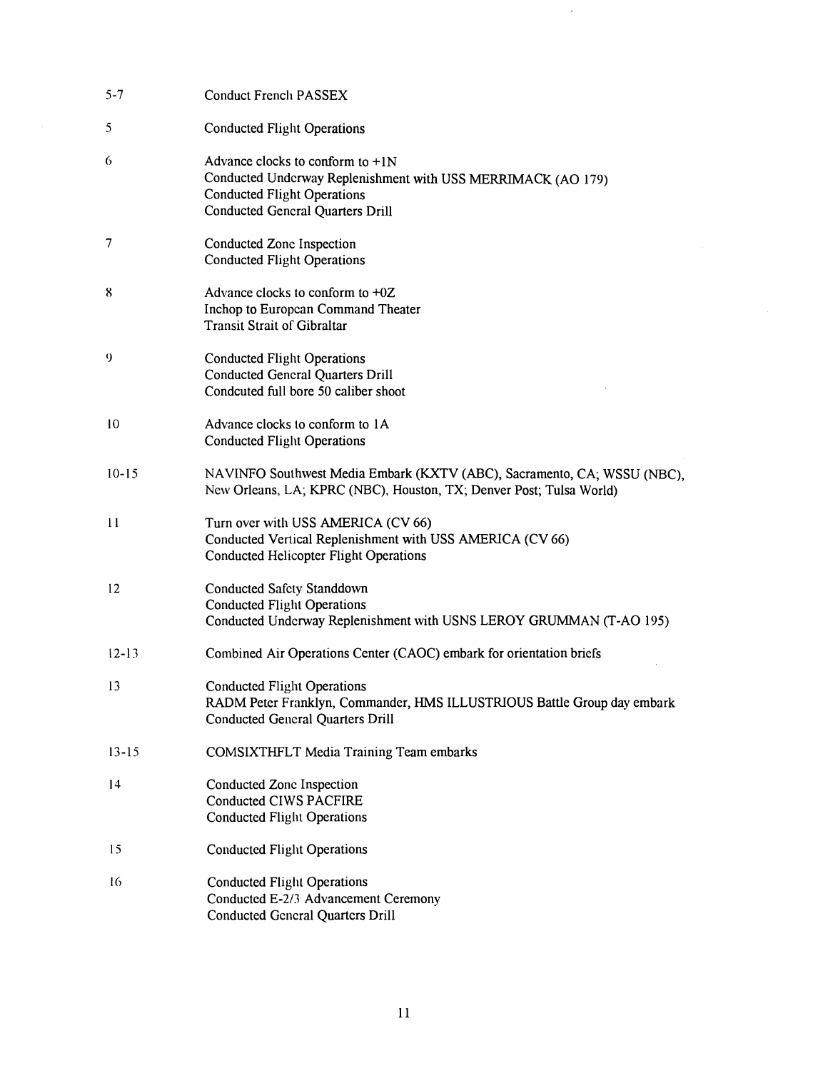| | |
|---|---|
| 5-7 | Conduct French PASSEX |
| 5 | Conducted Flight Operations |
| 6 | Advance clocks to conform to +1N<br>Conducted Underway Replenishment with USS MERRIMACK (AO 179)<br>Conducted Flight Operations<br>Conducted General Quarters Drill |
| 7 | Conducted Zone Inspection<br>Conducted Flight Operations |
| 8 | Advance clocks to conform to +0Z<br>Inchop to European Command Theater<br>Transit Strait of Gibraltar |
| 9 | Conducted Flight Operations<br>Conducted General Quarters Drill<br>Condcuted full bore 50 caliber shoot |
| 10 | Advance clocks to conform to 1A<br>Conducted Flight Operations |
| 10-15 | NAVINFO Southwest Media Embark (KXTV (ABC), Sacramento, CA; WSSU (NBC), New Orleans, LA; KPRC (NBC), Houston, TX; Denver Post; Tulsa World) |
| 11 | Turn over with USS AMERICA (CV 66)<br>Conducted Vertical Replenishment with USS AMERICA (CV 66)<br>Conducted Helicopter Flight Operations |
| 12 | Conducted Safety Standdown<br>Conducted Flight Operations<br>Conducted Underway Replenishment with USNS LEROY GRUMMAN (T-AO 195) |
| 12-13 | Combined Air Operations Center (CAOC) embark for orientation briefs |
| 13 | Conducted Flight Operations<br>RADM Peter Franklyn, Commander, HMS ILLUSTRIOUS Battle Group day embark<br>Conducted General Quarters Drill |
| 13-15 | COMSIXTHFLT Media Training Team embarks |
| 14 | Conducted Zone Inspection<br>Conducted CIWS PACFIRE<br>Conducted Flight Operations |
| 15 | Conducted Flight Operations |
| 16 | Conducted Flight Operations<br>Conducted E-2/3 Advancement Ceremony<br>Conducted General Quarters Drill |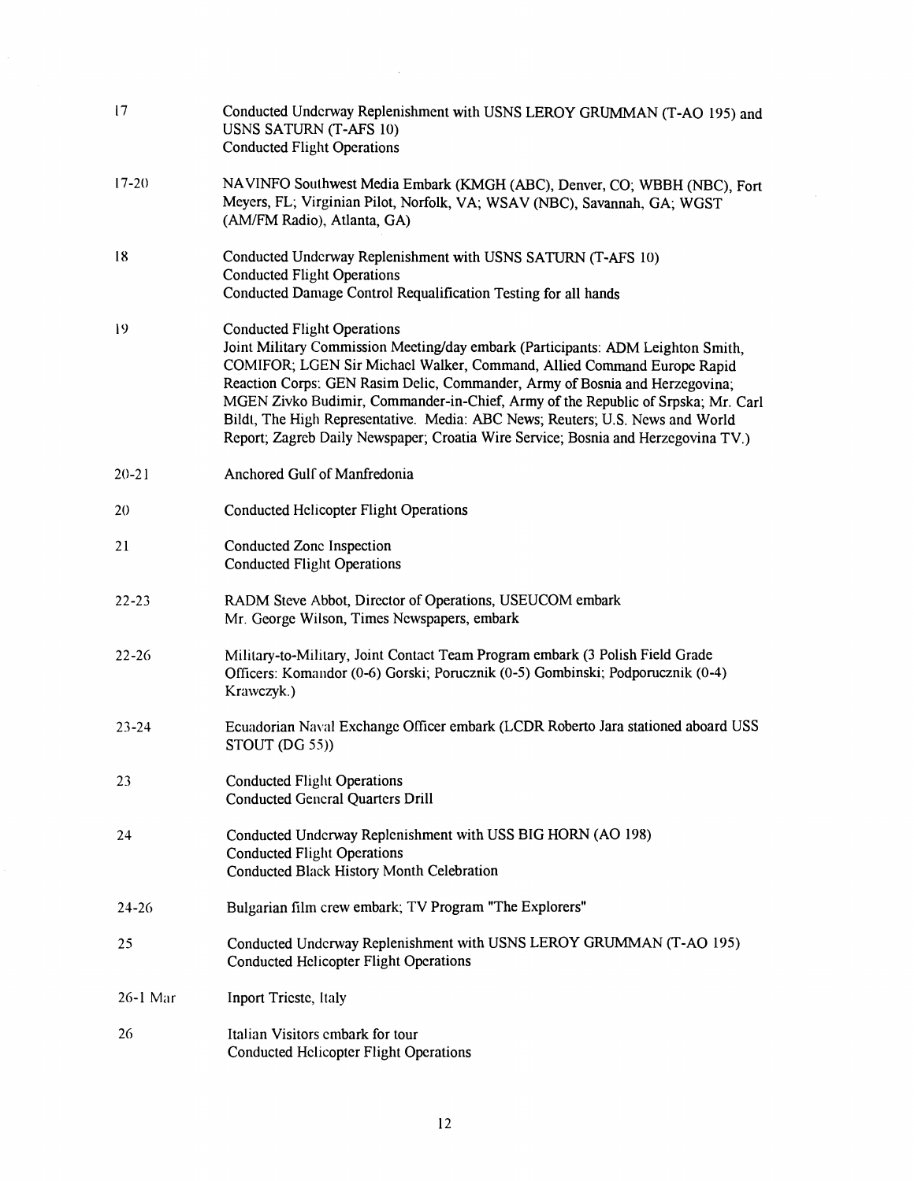| | |
|---|---|
| 17 | Conducted Underway Replenishment with USNS LEROY GRUMMAN (T-AO 195) and USNS SATURN (T-AFS 10)<br>Conducted Flight Operations |
| 17-20 | NAVINFO Southwest Media Embark (KMGH (ABC), Denver, CO; WBBH (NBC), Fort Meyers, FL; Virginian Pilot, Norfolk, VA; WSAV (NBC), Savannah, GA; WGST (AM/FM Radio), Atlanta, GA) |
| 18 | Conducted Underway Replenishment with USNS SATURN (T-AFS 10)<br>Conducted Flight Operations<br>Conducted Damage Control Requalification Testing for all hands |
| 19 | Conducted Flight Operations<br>Joint Military Commission Meeting/day embark (Participants: ADM Leighton Smith, COMIFOR; LGEN Sir Michael Walker, Command, Allied Command Europe Rapid Reaction Corps: GEN Rasim Delic, Commander, Army of Bosnia and Herzegovina; MGEN Zivko Budimir, Commander-in-Chief, Army of the Republic of Srpska; Mr. Carl Bildt, The High Representative. Media: ABC News; Reuters; U.S. News and World Report; Zagreb Daily Newspaper; Croatia Wire Service; Bosnia and Herzegovina TV.) |
| 20-21 | Anchored Gulf of Manfredonia |
| 20 | Conducted Helicopter Flight Operations |
| 21 | Conducted Zone Inspection<br>Conducted Flight Operations |
| 22-23 | RADM Steve Abbot, Director of Operations, USEUCOM embark<br>Mr. George Wilson, Times Newspapers, embark |
| 22-26 | Military-to-Military, Joint Contact Team Program embark (3 Polish Field Grade Officers: Komandor (0-6) Gorski; Porucznik (0-5) Gombinski; Podporucznik (0-4) Krawczyk.) |
| 23-24 | Ecuadorian Naval Exchange Officer embark (LCDR Roberto Jara stationed aboard USS STOUT (DG 55)) |
| 23 | Conducted Flight Operations<br>Conducted General Quarters Drill |
| 24 | Conducted Underway Replenishment with USS BIG HORN (AO 198)<br>Conducted Flight Operations<br>Conducted Black History Month Celebration |
| 24-26 | Bulgarian film crew embark; TV Program "The Explorers" |
| 25 | Conducted Underway Replenishment with USNS LEROY GRUMMAN (T-AO 195)<br>Conducted Helicopter Flight Operations |
| 26-1 Mar | Inport Trieste, Italy |
| 26 | Italian Visitors embark for tour<br>Conducted Helicopter Flight Operations |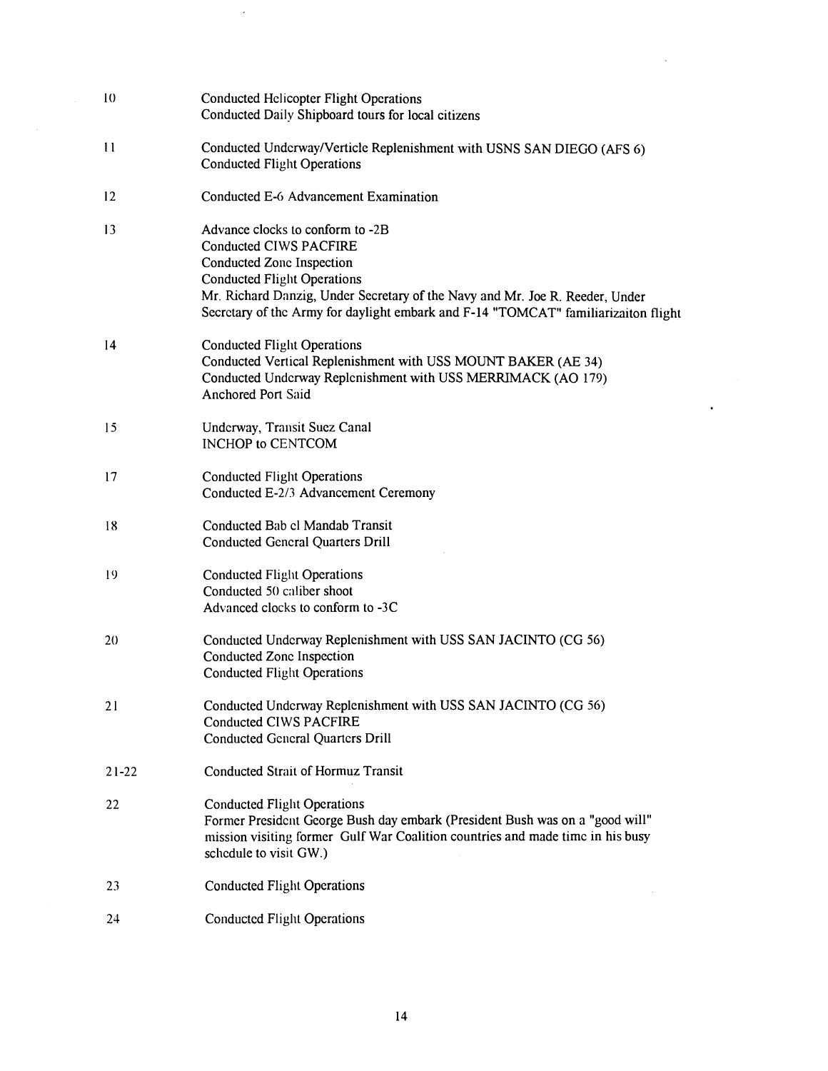| | |
|---|---|
| 10 | Conducted Helicopter Flight Operations<br>Conducted Daily Shipboard tours for local citizens |
| 11 | Conducted Underway/Verticle Replenishment with USNS SAN DIEGO (AFS 6)<br>Conducted Flight Operations |
| 12 | Conducted E-6 Advancement Examination |
| 13 | Advance clocks to conform to -2B<br>Conducted CIWS PACFIRE<br>Conducted Zone Inspection<br>Conducted Flight Operations<br>Mr. Richard Danzig, Under Secretary of the Navy and Mr. Joe R. Reeder, Under Secretary of the Army for daylight embark and F-14 "TOMCAT" familiarizaiton flight |
| 14 | Conducted Flight Operations<br>Conducted Vertical Replenishment with USS MOUNT BAKER (AE 34)<br>Conducted Underway Replenishment with USS MERRIMACK (AO 179)<br>Anchored Port Said |
| 15 | Underway, Transit Suez Canal<br>INCHOP to CENTCOM |
| 17 | Conducted Flight Operations<br>Conducted E-2/3 Advancement Ceremony |
| 18 | Conducted Bab el Mandab Transit<br>Conducted General Quarters Drill |
| 19 | Conducted Flight Operations<br>Conducted 50 caliber shoot<br>Advanced clocks to conform to -3C |
| 20 | Conducted Underway Replenishment with USS SAN JACINTO (CG 56)<br>Conducted Zone Inspection<br>Conducted Flight Operations |
| 21 | Conducted Underway Replenishment with USS SAN JACINTO (CG 56)<br>Conducted CIWS PACFIRE<br>Conducted General Quarters Drill |
| 21-22 | Conducted Strait of Hormuz Transit |
| 22 | Conducted Flight Operations<br>Former President George Bush day embark (President Bush was on a "good will" mission visiting former Gulf War Coalition countries and made time in his busy schedule to visit GW.) |
| 23 | Conducted Flight Operations |
| 24 | Conducted Flight Operations |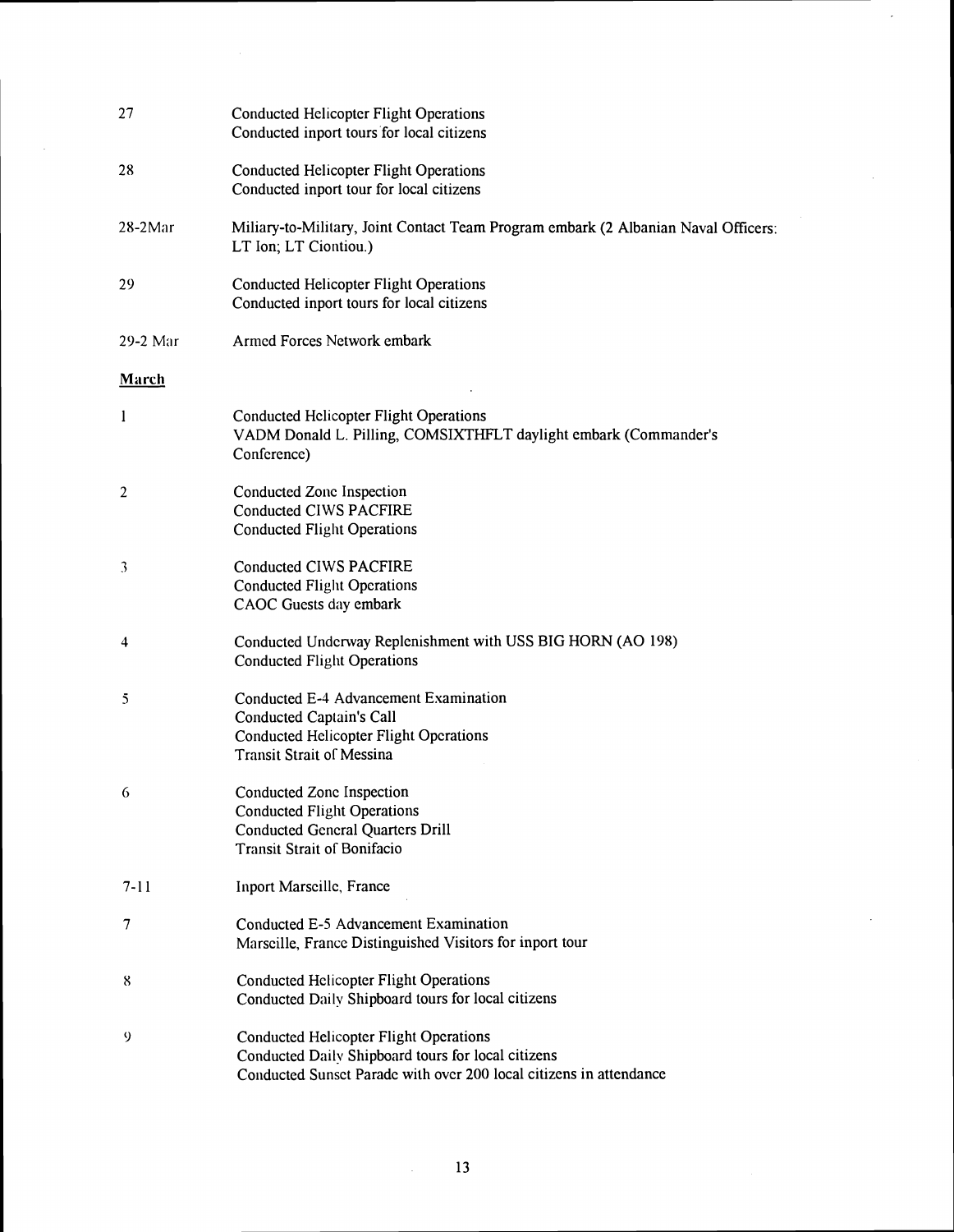| | |
|---|---|
| 27 | Conducted Helicopter Flight Operations<br>Conducted inport tours for local citizens |
| 28 | Conducted Helicopter Flight Operations<br>Conducted inport tour for local citizens |
| 28-2Mar | Miliary-to-Military, Joint Contact Team Program embark (2 Albanian Naval Officers: LT Ion; LT Ciontiou.) |
| 29 | Conducted Helicopter Flight Operations<br>Conducted inport tours for local citizens |
| 29-2 Mar | Armed Forces Network embark |

**March**

| | |
|---|---|
| 1 | Conducted Helicopter Flight Operations<br>VADM Donald L. Pilling, COMSIXTHFLT daylight embark (Commander's Conference) |
| 2 | Conducted Zone Inspection<br>Conducted CIWS PACFIRE<br>Conducted Flight Operations |
| 3 | Conducted CIWS PACFIRE<br>Conducted Flight Operations<br>CAOC Guests day embark |
| 4 | Conducted Underway Replenishment with USS BIG HORN (AO 198)<br>Conducted Flight Operations |
| 5 | Conducted E-4 Advancement Examination<br>Conducted Captain's Call<br>Conducted Helicopter Flight Operations<br>Transit Strait of Messina |
| 6 | Conducted Zone Inspection<br>Conducted Flight Operations<br>Conducted General Quarters Drill<br>Transit Strait of Bonifacio |
| 7-11 | Inport Marseille, France |
| 7 | Conducted E-5 Advancement Examination<br>Marseille, France Distinguished Visitors for inport tour |
| 8 | Conducted Helicopter Flight Operations<br>Conducted Daily Shipboard tours for local citizens |
| 9 | Conducted Helicopter Flight Operations<br>Conducted Daily Shipboard tours for local citizens<br>Conducted Sunset Parade with over 200 local citizens in attendance |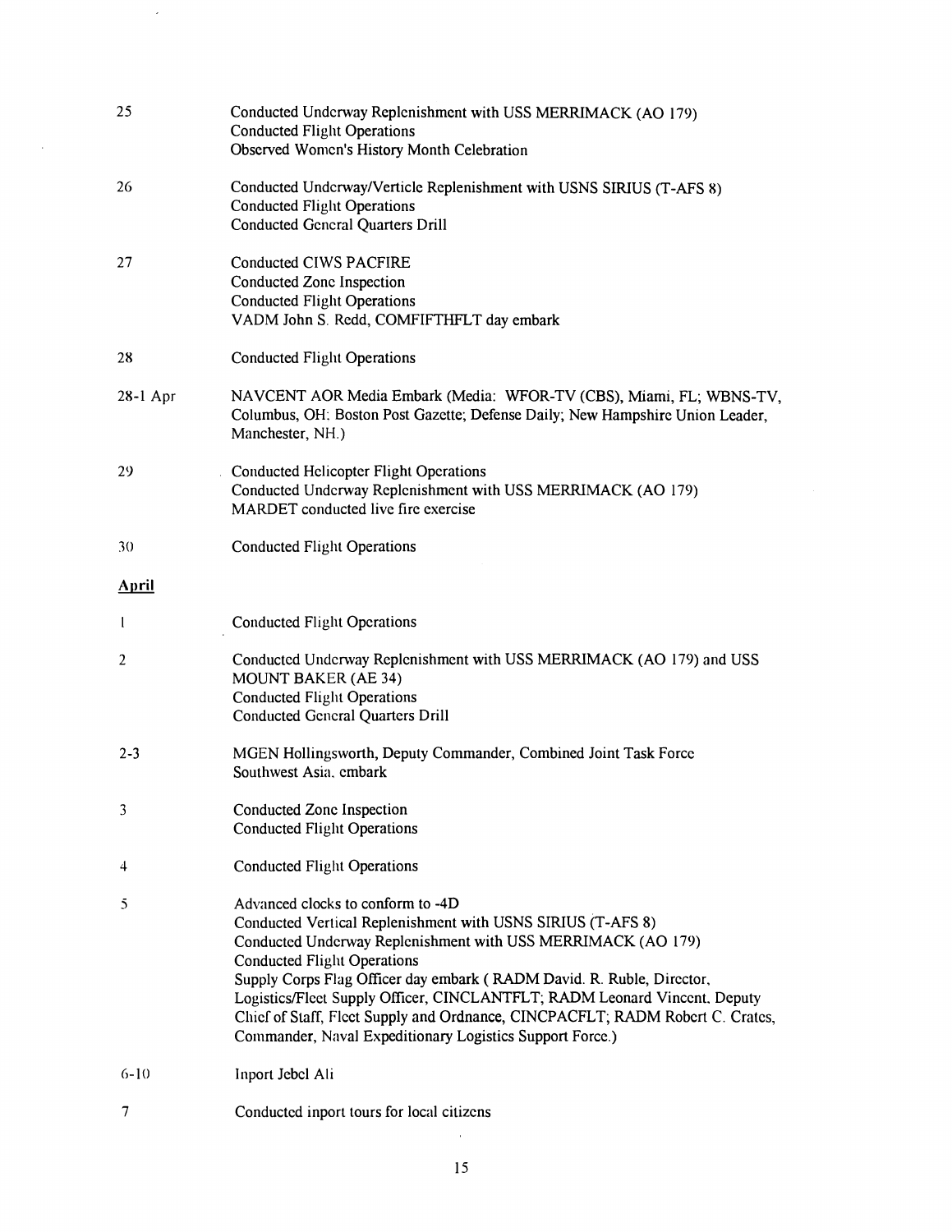| | |
|---|---|
| 25 | Conducted Underway Replenishment with USS MERRIMACK (AO 179)<br>Conducted Flight Operations<br>Observed Women's History Month Celebration |
| 26 | Conducted Underway/Verticle Replenishment with USNS SIRIUS (T-AFS 8)<br>Conducted Flight Operations<br>Conducted General Quarters Drill |
| 27 | Conducted CIWS PACFIRE<br>Conducted Zone Inspection<br>Conducted Flight Operations<br>VADM John S. Redd, COMFIFTHFLT day embark |
| 28 | Conducted Flight Operations |
| 28-1 Apr | NAVCENT AOR Media Embark (Media: WFOR-TV (CBS), Miami, FL; WBNS-TV, Columbus, OH; Boston Post Gazette; Defense Daily; New Hampshire Union Leader, Manchester, NH.) |
| 29 | Conducted Helicopter Flight Operations<br>Conducted Underway Replenishment with USS MERRIMACK (AO 179)<br>MARDET conducted live fire exercise |
| 30 | Conducted Flight Operations |

**April**

| | |
|---|---|
| 1 | Conducted Flight Operations |
| 2 | Conducted Underway Replenishment with USS MERRIMACK (AO 179) and USS MOUNT BAKER (AE 34)<br>Conducted Flight Operations<br>Conducted General Quarters Drill |
| 2-3 | MGEN Hollingsworth, Deputy Commander, Combined Joint Task Force Southwest Asia, embark |
| 3 | Conducted Zone Inspection<br>Conducted Flight Operations |
| 4 | Conducted Flight Operations |
| 5 | Advanced clocks to conform to -4D<br>Conducted Vertical Replenishment with USNS SIRIUS (T-AFS 8)<br>Conducted Underway Replenishment with USS MERRIMACK (AO 179)<br>Conducted Flight Operations<br>Supply Corps Flag Officer day embark ( RADM David. R. Ruble, Director, Logistics/Fleet Supply Officer, CINCLANTFLT; RADM Leonard Vincent, Deputy Chief of Staff, Fleet Supply and Ordnance, CINCPACFLT; RADM Robert C. Crates, Commander, Naval Expeditionary Logistics Support Force.) |
| 6-10 | Inport Jebel Ali |
| 7 | Conducted inport tours for local citizens |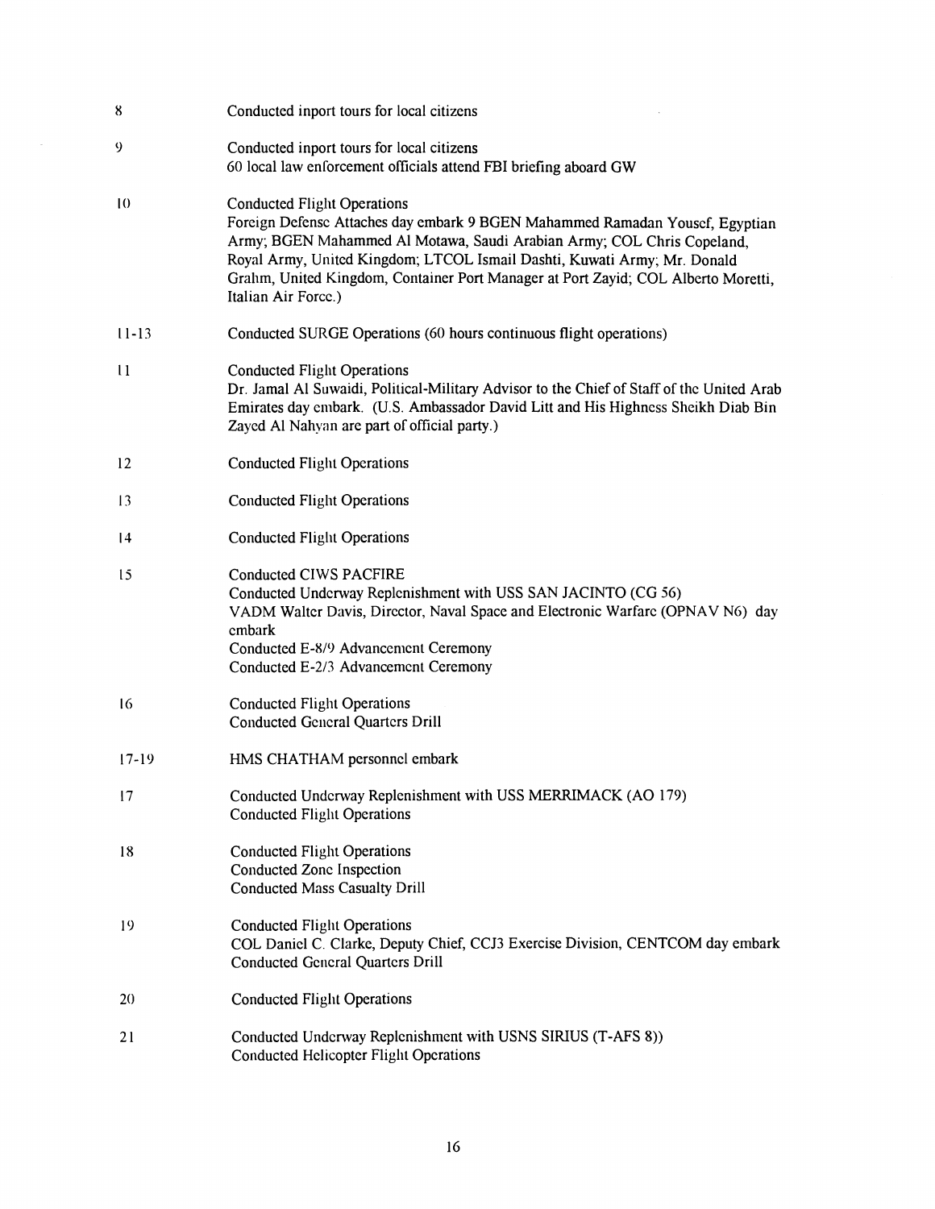| | |
|---|---|
| 8 | Conducted inport tours for local citizens |
| 9 | Conducted inport tours for local citizens<br>60 local law enforcement officials attend FBI briefing aboard GW |
| 10 | Conducted Flight Operations<br>Foreign Defense Attaches day embark 9 BGEN Mahammed Ramadan Yousef, Egyptian Army; BGEN Mahammed Al Motawa, Saudi Arabian Army; COL Chris Copeland, Royal Army, United Kingdom; LTCOL Ismail Dashti, Kuwati Army; Mr. Donald Grahm, United Kingdom, Container Port Manager at Port Zayid; COL Alberto Moretti, Italian Air Force.) |
| 11-13 | Conducted SURGE Operations (60 hours continuous flight operations) |
| 11 | Conducted Flight Operations<br>Dr. Jamal Al Suwaidi, Political-Military Advisor to the Chief of Staff of the United Arab Emirates day embark. (U.S. Ambassador David Litt and His Highness Sheikh Diab Bin Zayed Al Nahyan are part of official party.) |
| 12 | Conducted Flight Operations |
| 13 | Conducted Flight Operations |
| 14 | Conducted Flight Operations |
| 15 | Conducted CIWS PACFIRE<br>Conducted Underway Replenishment with USS SAN JACINTO (CG 56)<br>VADM Walter Davis, Director, Naval Space and Electronic Warfare (OPNAV N6) day embark<br>Conducted E-8/9 Advancement Ceremony<br>Conducted E-2/3 Advancement Ceremony |
| 16 | Conducted Flight Operations<br>Conducted General Quarters Drill |
| 17-19 | HMS CHATHAM personnel embark |
| 17 | Conducted Underway Replenishment with USS MERRIMACK (AO 179)<br>Conducted Flight Operations |
| 18 | Conducted Flight Operations<br>Conducted Zone Inspection<br>Conducted Mass Casualty Drill |
| 19 | Conducted Flight Operations<br>COL Daniel C. Clarke, Deputy Chief, CCJ3 Exercise Division, CENTCOM day embark<br>Conducted General Quarters Drill |
| 20 | Conducted Flight Operations |
| 21 | Conducted Underway Replenishment with USNS SIRIUS (T-AFS 8))<br>Conducted Helicopter Flight Operations |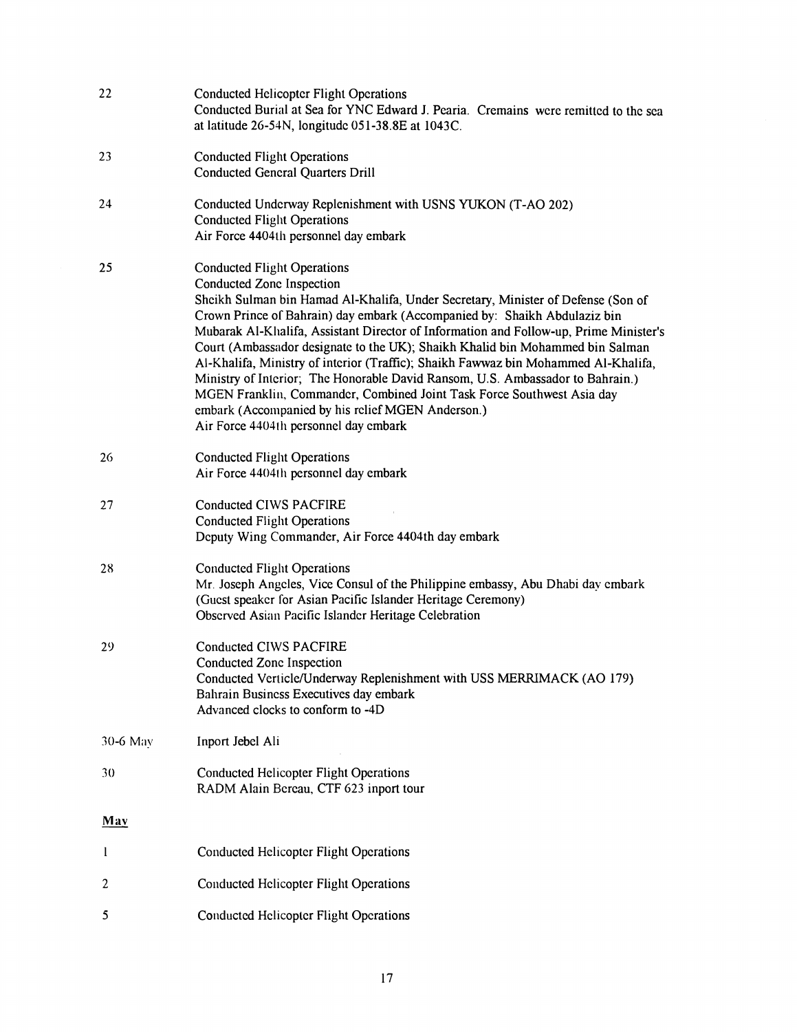| | |
|---|---|
| 22 | Conducted Helicopter Flight Operations<br>Conducted Burial at Sea for YNC Edward J. Pearia. Cremains were remitted to the sea at latitude 26-54N, longitude 051-38.8E at 1043C. |
| 23 | Conducted Flight Operations<br>Conducted General Quarters Drill |
| 24 | Conducted Underway Replenishment with USNS YUKON (T-AO 202)<br>Conducted Flight Operations<br>Air Force 4404th personnel day embark |
| 25 | Conducted Flight Operations<br>Conducted Zone Inspection<br>Sheikh Sulman bin Hamad Al-Khalifa, Under Secretary, Minister of Defense (Son of Crown Prince of Bahrain) day embark (Accompanied by: Shaikh Abdulaziz bin Mubarak Al-Khalifa, Assistant Director of Information and Follow-up, Prime Minister's Court (Ambassador designate to the UK); Shaikh Khalid bin Mohammed bin Salman Al-Khalifa, Ministry of interior (Traffic); Shaikh Fawwaz bin Mohammed Al-Khalifa, Ministry of Interior; The Honorable David Ransom, U.S. Ambassador to Bahrain.)<br>MGEN Franklin, Commander, Combined Joint Task Force Southwest Asia day embark (Accompanied by his relief MGEN Anderson.)<br>Air Force 4404th personnel day embark |
| 26 | Conducted Flight Operations<br>Air Force 4404th personnel day embark |
| 27 | Conducted CIWS PACFIRE<br>Conducted Flight Operations<br>Deputy Wing Commander, Air Force 4404th day embark |
| 28 | Conducted Flight Operations<br>Mr. Joseph Angeles, Vice Consul of the Philippine embassy, Abu Dhabi day embark (Guest speaker for Asian Pacific Islander Heritage Ceremony)<br>Observed Asian Pacific Islander Heritage Celebration |
| 29 | Conducted CIWS PACFIRE<br>Conducted Zone Inspection<br>Conducted Verticle/Underway Replenishment with USS MERRIMACK (AO 179)<br>Bahrain Business Executives day embark<br>Advanced clocks to conform to -4D |
| 30-6 May | Inport Jebel Ali |
| 30 | Conducted Helicopter Flight Operations<br>RADM Alain Bereau, CTF 623 inport tour |

**May**

| | |
|---|---|
| 1 | Conducted Helicopter Flight Operations |
| 2 | Conducted Helicopter Flight Operations |
| 5 | Conducted Helicopter Flight Operations |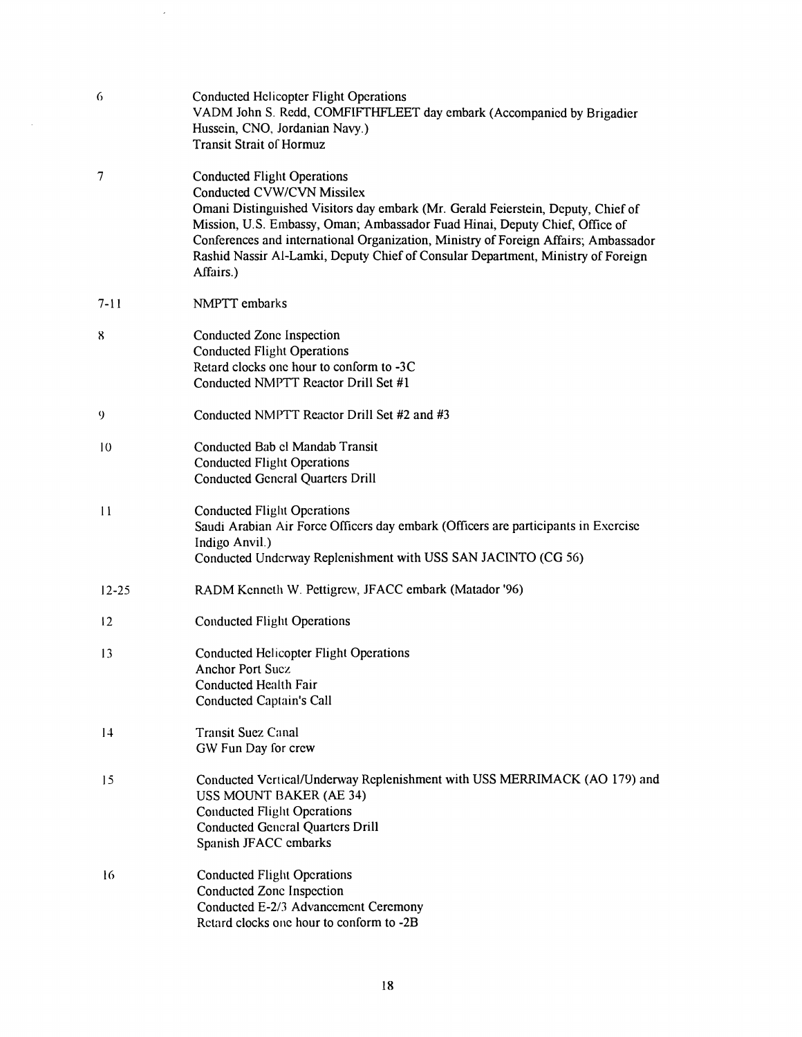| | |
|---|---|
| 6 | Conducted Helicopter Flight Operations<br>VADM John S. Redd, COMFIFTHFLEET day embark (Accompanied by Brigadier Hussein, CNO, Jordanian Navy.)<br>Transit Strait of Hormuz |
| 7 | Conducted Flight Operations<br>Conducted CVW/CVN Missilex<br>Omani Distinguished Visitors day embark (Mr. Gerald Feierstein, Deputy, Chief of Mission, U.S. Embassy, Oman; Ambassador Fuad Hinai, Deputy Chief, Office of Conferences and international Organization, Ministry of Foreign Affairs; Ambassador Rashid Nassir Al-Lamki, Deputy Chief of Consular Department, Ministry of Foreign Affairs.) |
| 7-11 | NMPTT embarks |
| 8 | Conducted Zone Inspection<br>Conducted Flight Operations<br>Retard clocks one hour to conform to -3C<br>Conducted NMPTT Reactor Drill Set #1 |
| 9 | Conducted NMPTT Reactor Drill Set #2 and #3 |
| 10 | Conducted Bab el Mandab Transit<br>Conducted Flight Operations<br>Conducted General Quarters Drill |
| 11 | Conducted Flight Operations<br>Saudi Arabian Air Force Officers day embark (Officers are participants in Exercise Indigo Anvil.)<br>Conducted Underway Replenishment with USS SAN JACINTO (CG 56) |
| 12-25 | RADM Kenneth W. Pettigrew, JFACC embark (Matador '96) |
| 12 | Conducted Flight Operations |
| 13 | Conducted Helicopter Flight Operations<br>Anchor Port Suez<br>Conducted Health Fair<br>Conducted Captain's Call |
| 14 | Transit Suez Canal<br>GW Fun Day for crew |
| 15 | Conducted Vertical/Underway Replenishment with USS MERRIMACK (AO 179) and USS MOUNT BAKER (AE 34)<br>Conducted Flight Operations<br>Conducted General Quarters Drill<br>Spanish JFACC embarks |
| 16 | Conducted Flight Operations<br>Conducted Zone Inspection<br>Conducted E-2/3 Advancement Ceremony<br>Retard clocks one hour to conform to -2B |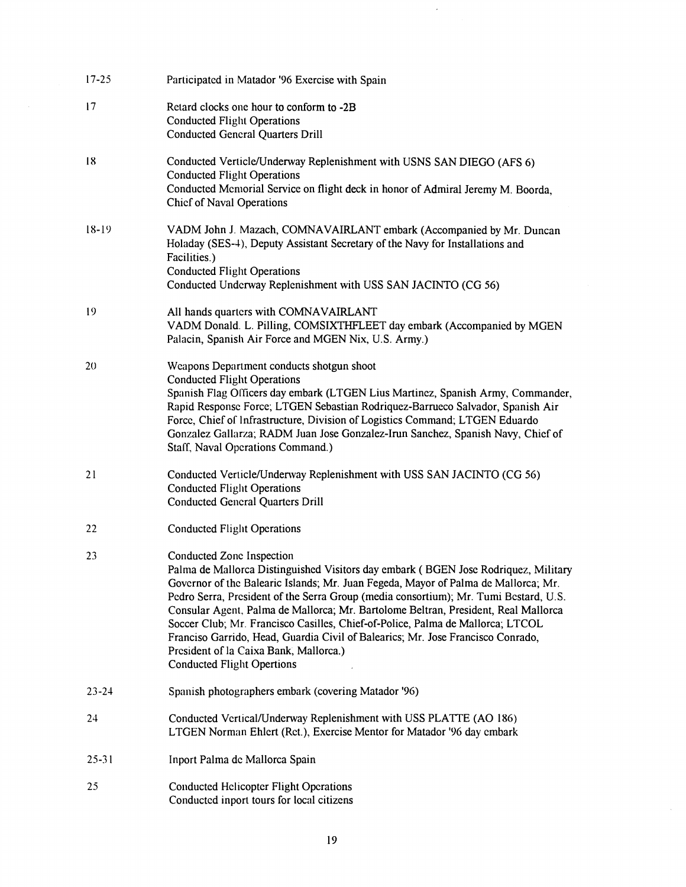| | |
|---|---|
| 17-25 | Participated in Matador '96 Exercise with Spain |
| 17 | Retard clocks one hour to conform to -2B<br>Conducted Flight Operations<br>Conducted General Quarters Drill |
| 18 | Conducted Verticle/Underway Replenishment with USNS SAN DIEGO (AFS 6)<br>Conducted Flight Operations<br>Conducted Memorial Service on flight deck in honor of Admiral Jeremy M. Boorda, Chief of Naval Operations |
| 18-19 | VADM John J. Mazach, COMNAVAIRLANT embark (Accompanied by Mr. Duncan Holaday (SES-4), Deputy Assistant Secretary of the Navy for Installations and Facilities.)<br>Conducted Flight Operations<br>Conducted Underway Replenishment with USS SAN JACINTO (CG 56) |
| 19 | All hands quarters with COMNAVAIRLANT<br>VADM Donald. L. Pilling, COMSIXTHFLEET day embark (Accompanied by MGEN Palacin, Spanish Air Force and MGEN Nix, U.S. Army.) |
| 20 | Weapons Department conducts shotgun shoot<br>Conducted Flight Operations<br>Spanish Flag Officers day embark (LTGEN Lius Martinez, Spanish Army, Commander, Rapid Response Force; LTGEN Sebastian Rodriquez-Barrueco Salvador, Spanish Air Force, Chief of Infrastructure, Division of Logistics Command; LTGEN Eduardo Gonzalez Gallarza; RADM Juan Jose Gonzalez-Irun Sanchez, Spanish Navy, Chief of Staff, Naval Operations Command.) |
| 21 | Conducted Verticle/Underway Replenishment with USS SAN JACINTO (CG 56)<br>Conducted Flight Operations<br>Conducted General Quarters Drill |
| 22 | Conducted Flight Operations |
| 23 | Conducted Zone Inspection<br>Palma de Mallorca Distinguished Visitors day embark ( BGEN Jose Rodriquez, Military Governor of the Balearic Islands; Mr. Juan Fegeda, Mayor of Palma de Mallorca; Mr. Pedro Serra, President of the Serra Group (media consortium); Mr. Tumi Bestard, U.S. Consular Agent, Palma de Mallorca; Mr. Bartolome Beltran, President, Real Mallorca Soccer Club; Mr. Francisco Casilles, Chief-of-Police, Palma de Mallorca; LTCOL Franciso Garrido, Head, Guardia Civil of Balearics; Mr. Jose Francisco Conrado, President of la Caixa Bank, Mallorca.)<br>Conducted Flight Opertions |
| 23-24 | Spanish photographers embark (covering Matador '96) |
| 24 | Conducted Vertical/Underway Replenishment with USS PLATTE (AO 186)<br>LTGEN Norman Ehlert (Ret.), Exercise Mentor for Matador '96 day embark |
| 25-31 | Inport Palma de Mallorca Spain |
| 25 | Conducted Helicopter Flight Operations<br>Conducted inport tours for local citizens |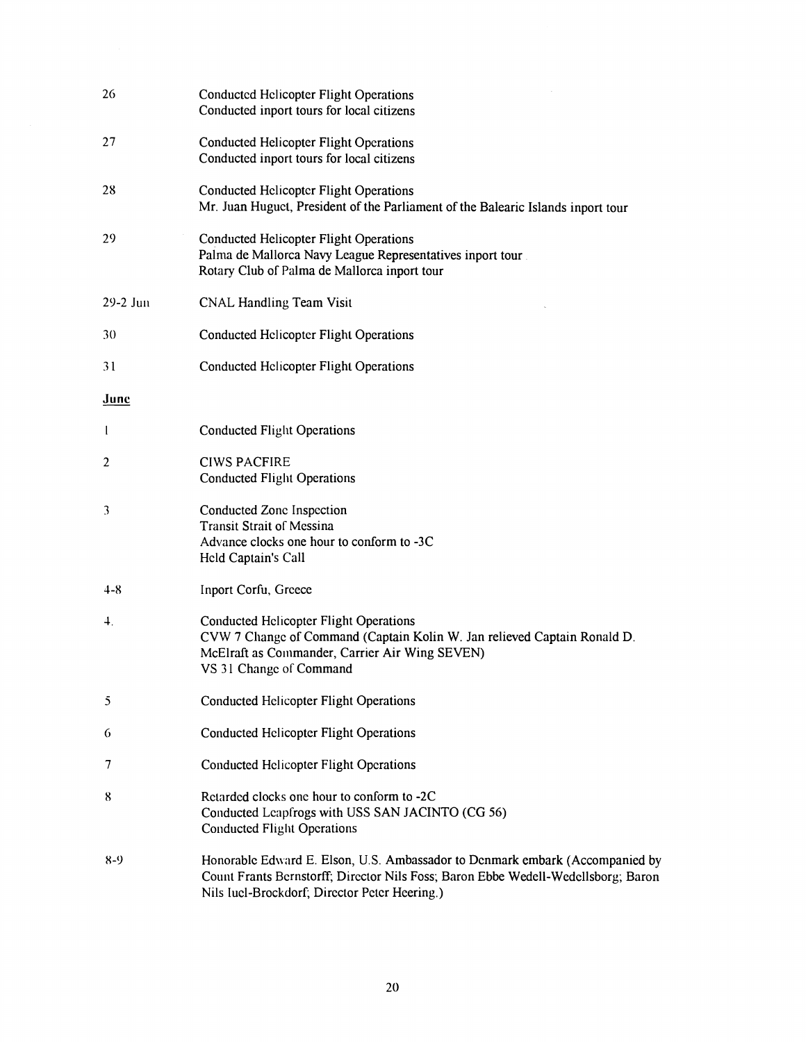| | |
|---|---|
| 26 | Conducted Helicopter Flight Operations<br>Conducted inport tours for local citizens |
| 27 | Conducted Helicopter Flight Operations<br>Conducted inport tours for local citizens |
| 28 | Conducted Helicopter Flight Operations<br>Mr. Juan Huguet, President of the Parliament of the Balearic Islands inport tour |
| 29 | Conducted Helicopter Flight Operations<br>Palma de Mallorca Navy League Representatives inport tour<br>Rotary Club of Palma de Mallorca inport tour |
| 29-2 Jun | CNAL Handling Team Visit |
| 30 | Conducted Helicopter Flight Operations |
| 31 | Conducted Helicopter Flight Operations |

**June**

| | |
|---|---|
| 1 | Conducted Flight Operations |
| 2 | CIWS PACFIRE<br>Conducted Flight Operations |
| 3 | Conducted Zone Inspection<br>Transit Strait of Messina<br>Advance clocks one hour to conform to -3C<br>Held Captain's Call |
| 4-8 | Inport Corfu, Greece |
| 4. | Conducted Helicopter Flight Operations<br>CVW 7 Change of Command (Captain Kolin W. Jan relieved Captain Ronald D. McElraft as Commander, Carrier Air Wing SEVEN)<br>VS 31 Change of Command |
| 5 | Conducted Helicopter Flight Operations |
| 6 | Conducted Helicopter Flight Operations |
| 7 | Conducted Helicopter Flight Operations |
| 8 | Retarded clocks one hour to conform to -2C<br>Conducted Leapfrogs with USS SAN JACINTO (CG 56)<br>Conducted Flight Operations |
| 8-9 | Honorable Edward E. Elson, U.S. Ambassador to Denmark embark (Accompanied by Count Frants Bernstorff; Director Nils Foss; Baron Ebbe Wedell-Wedellsborg; Baron Nils Iuel-Brockdorf; Director Peter Heering.) |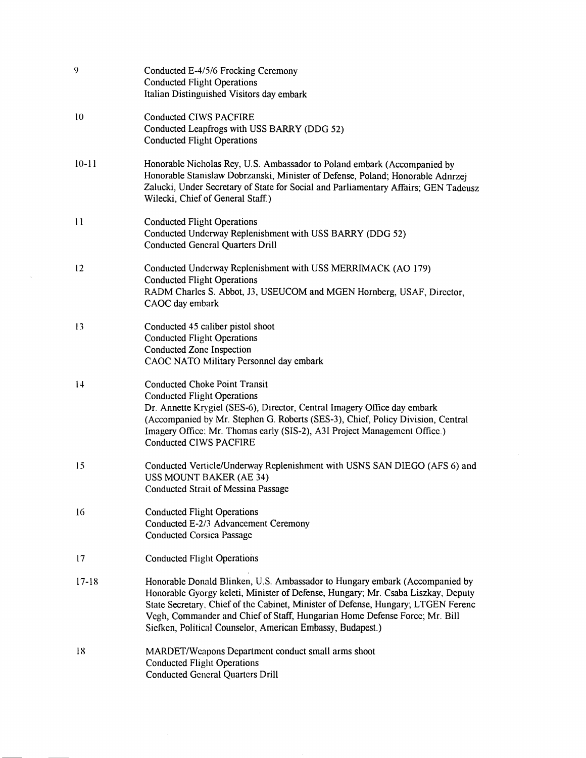| | |
|---|---|
| 9 | Conducted E-4/5/6 Frocking Ceremony<br>Conducted Flight Operations<br>Italian Distinguished Visitors day embark |
| 10 | Conducted CIWS PACFIRE<br>Conducted Leapfrogs with USS BARRY (DDG 52)<br>Conducted Flight Operations |
| 10-11 | Honorable Nicholas Rey, U.S. Ambassador to Poland embark (Accompanied by Honorable Stanislaw Dobrzanski, Minister of Defense, Poland; Honorable Adnrzej Zalucki, Under Secretary of State for Social and Parliamentary Affairs; GEN Tadeusz Wilecki, Chief of General Staff.) |
| 11 | Conducted Flight Operations<br>Conducted Underway Replenishment with USS BARRY (DDG 52)<br>Conducted General Quarters Drill |
| 12 | Conducted Underway Replenishment with USS MERRIMACK (AO 179)<br>Conducted Flight Operations<br>RADM Charles S. Abbot, J3, USEUCOM and MGEN Hornberg, USAF, Director, CAOC day embark |
| 13 | Conducted 45 caliber pistol shoot<br>Conducted Flight Operations<br>Conducted Zone Inspection<br>CAOC NATO Military Personnel day embark |
| 14 | Conducted Choke Point Transit<br>Conducted Flight Operations<br>Dr. Annette Krygiel (SES-6), Director, Central Imagery Office day embark (Accompanied by Mr. Stephen G. Roberts (SES-3), Chief, Policy Division, Central Imagery Office; Mr. Thomas early (SIS-2), A31 Project Management Office.)<br>Conducted CIWS PACFIRE |
| 15 | Conducted Verticle/Underway Replenishment with USNS SAN DIEGO (AFS 6) and USS MOUNT BAKER (AE 34)<br>Conducted Strait of Messina Passage |
| 16 | Conducted Flight Operations<br>Conducted E-2/3 Advancement Ceremony<br>Conducted Corsica Passage |
| 17 | Conducted Flight Operations |
| 17-18 | Honorable Donald Blinken, U.S. Ambassador to Hungary embark (Accompanied by Honorable Gyorgy keleti, Minister of Defense, Hungary; Mr. Csaba Liszkay, Deputy State Secretary, Chief of the Cabinet, Minister of Defense, Hungary; LTGEN Ferenc Vegh, Commander and Chief of Staff, Hungarian Home Defense Force; Mr. Bill Siefken, Political Counselor, American Embassy, Budapest.) |
| 18 | MARDET/Weapons Department conduct small arms shoot<br>Conducted Flight Operations<br>Conducted General Quarters Drill |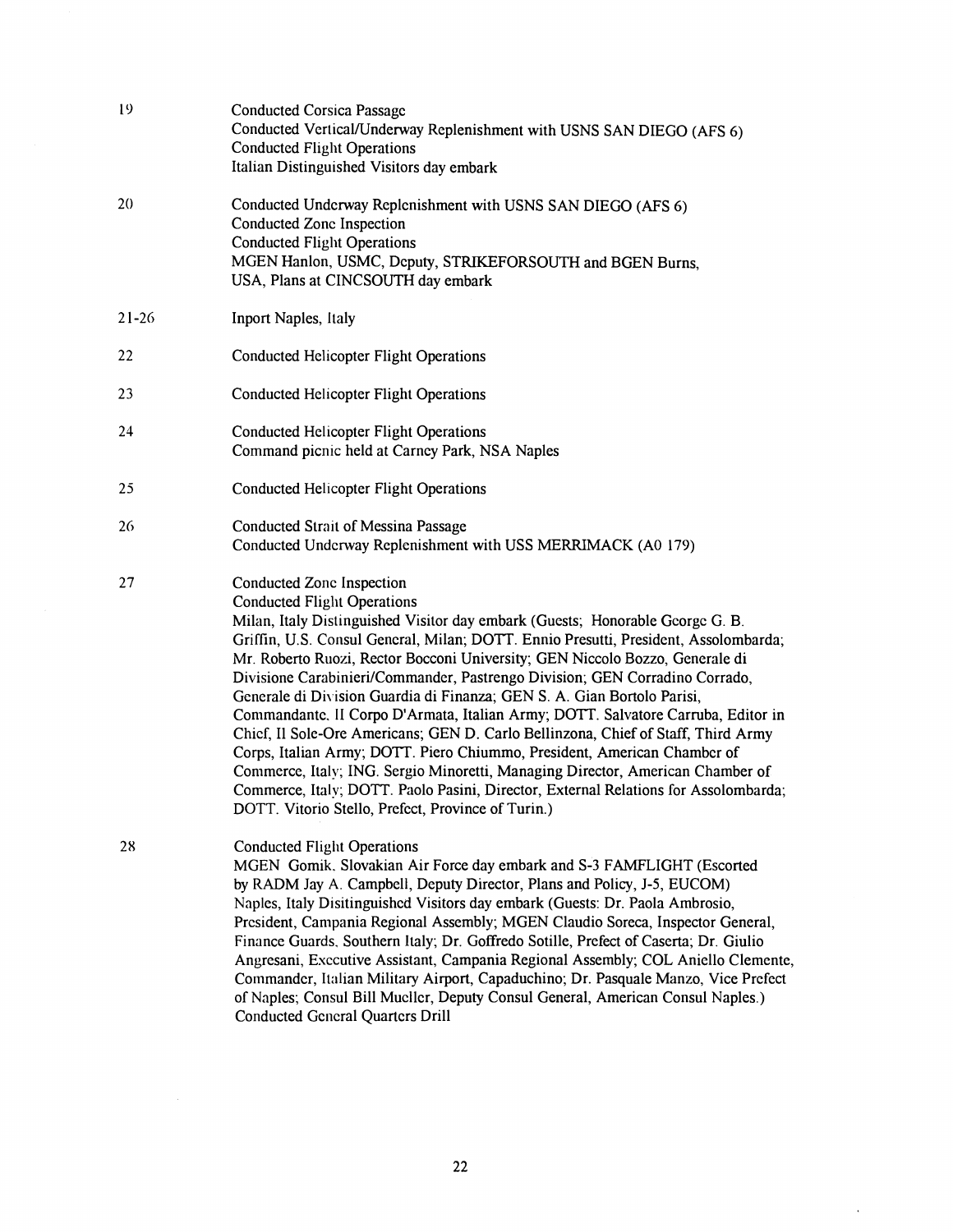| | |
|---|---|
| 19 | Conducted Corsica Passage<br>Conducted Vertical/Underway Replenishment with USNS SAN DIEGO (AFS 6)<br>Conducted Flight Operations<br>Italian Distinguished Visitors day embark |
| 20 | Conducted Underway Replenishment with USNS SAN DIEGO (AFS 6)<br>Conducted Zone Inspection<br>Conducted Flight Operations<br>MGEN Hanlon, USMC, Deputy, STRIKEFORSOUTH and BGEN Burns, USA, Plans at CINCSOUTH day embark |
| 21-26 | Inport Naples, Italy |
| 22 | Conducted Helicopter Flight Operations |
| 23 | Conducted Helicopter Flight Operations |
| 24 | Conducted Helicopter Flight Operations<br>Command picnic held at Carney Park, NSA Naples |
| 25 | Conducted Helicopter Flight Operations |
| 26 | Conducted Strait of Messina Passage<br>Conducted Underway Replenishment with USS MERRIMACK (A0 179) |
| 27 | Conducted Zone Inspection<br>Conducted Flight Operations<br>Milan, Italy Distinguished Visitor day embark (Guests; Honorable George G. B. Griffin, U.S. Consul General, Milan; DOTT. Ennio Presutti, President, Assolombarda; Mr. Roberto Ruozi, Rector Bocconi University; GEN Niccolo Bozzo, Generale di Divisione Carabinieri/Commander, Pastrengo Division; GEN Corradino Corrado, Generale di Division Guardia di Finanza; GEN S. A. Gian Bortolo Parisi, Commandante. II Corpo D'Armata, Italian Army; DOTT. Salvatore Carruba, Editor in Chief, Il Sole-Ore Americans; GEN D. Carlo Bellinzona, Chief of Staff, Third Army Corps, Italian Army; DOTT. Piero Chiummo, President, American Chamber of Commerce, Italy; ING. Sergio Minoretti, Managing Director, American Chamber of Commerce, Italy; DOTT. Paolo Pasini, Director, External Relations for Assolombarda; DOTT. Vitorio Stello, Prefect, Province of Turin.) |
| 28 | Conducted Flight Operations<br>MGEN Gomik. Slovakian Air Force day embark and S-3 FAMFLIGHT (Escorted by RADM Jay A. Campbell, Deputy Director, Plans and Policy, J-5, EUCOM)<br>Naples, Italy Disitinguished Visitors day embark (Guests: Dr. Paola Ambrosio, President, Campania Regional Assembly; MGEN Claudio Soreca, Inspector General, Finance Guards. Southern Italy; Dr. Goffredo Sotille, Prefect of Caserta; Dr. Giulio Angresani, Executive Assistant, Campania Regional Assembly; COL Aniello Clemente, Commander, Italian Military Airport, Capaduchino; Dr. Pasquale Manzo, Vice Prefect of Naples; Consul Bill Mueller, Deputy Consul General, American Consul Naples.)<br>Conducted General Quarters Drill |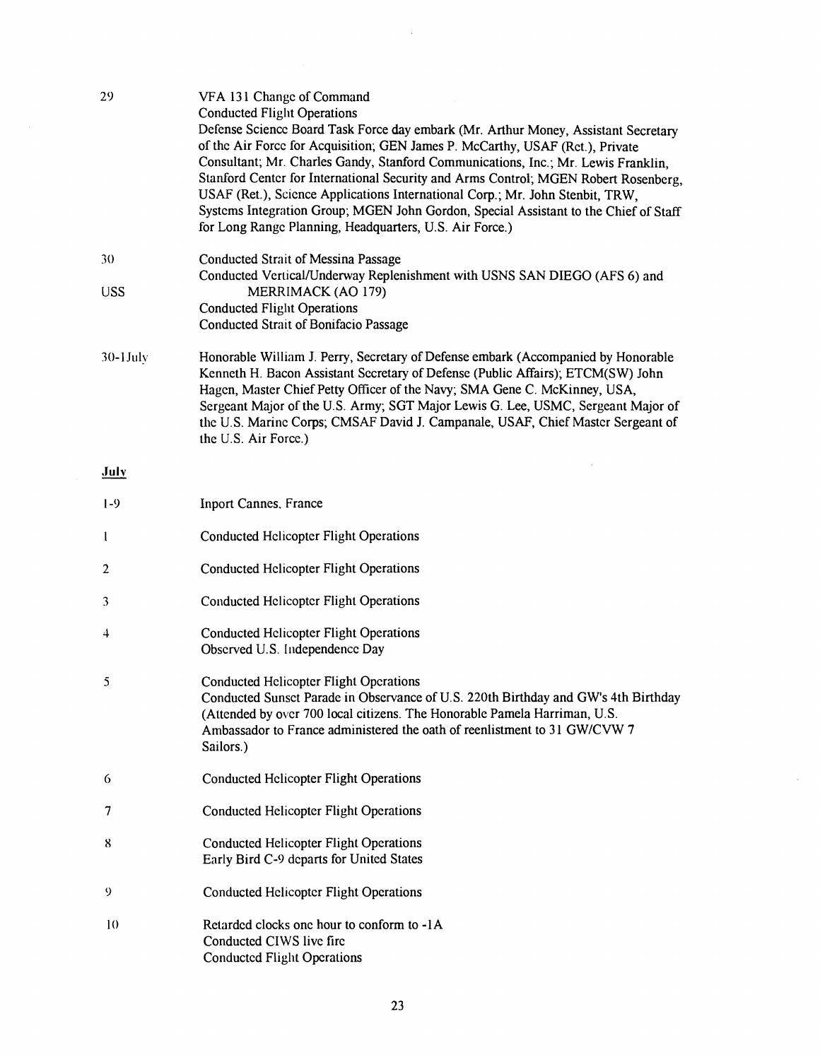29 VFA 131 Change of Command
Conducted Flight Operations
Defense Science Board Task Force day embark (Mr. Arthur Money, Assistant Secretary of the Air Force for Acquisition; GEN James P. McCarthy, USAF (Ret.), Private Consultant; Mr. Charles Gandy, Stanford Communications, Inc.; Mr. Lewis Franklin, Stanford Center for International Security and Arms Control; MGEN Robert Rosenberg, USAF (Ret.), Science Applications International Corp.; Mr. John Stenbit, TRW, Systems Integration Group; MGEN John Gordon, Special Assistant to the Chief of Staff for Long Range Planning, Headquarters, U.S. Air Force.)

30 Conducted Strait of Messina Passage
Conducted Vertical/Underway Replenishment with USNS SAN DIEGO (AFS 6) and USS MERRIMACK (AO 179)
Conducted Flight Operations
Conducted Strait of Bonifacio Passage

30-1July Honorable William J. Perry, Secretary of Defense embark (Accompanied by Honorable Kenneth H. Bacon Assistant Secretary of Defense (Public Affairs); ETCM(SW) John Hagen, Master Chief Petty Officer of the Navy; SMA Gene C. McKinney, USA, Sergeant Major of the U.S. Army; SGT Major Lewis G. Lee, USMC, Sergeant Major of the U.S. Marine Corps; CMSAF David J. Campanale, USAF, Chief Master Sergeant of the U.S. Air Force.)

**July**

1-9 Inport Cannes, France

1 Conducted Helicopter Flight Operations

2 Conducted Helicopter Flight Operations

3 Conducted Helicopter Flight Operations

4 Conducted Helicopter Flight Operations
Observed U.S. Independence Day

5 Conducted Helicopter Flight Operations
Conducted Sunset Parade in Observance of U.S. 220th Birthday and GW's 4th Birthday (Attended by over 700 local citizens. The Honorable Pamela Harriman, U.S. Ambassador to France administered the oath of reenlistment to 31 GW/CVW 7 Sailors.)

6 Conducted Helicopter Flight Operations

7 Conducted Helicopter Flight Operations

8 Conducted Helicopter Flight Operations
Early Bird C-9 departs for United States

9 Conducted Helicopter Flight Operations

10 Retarded clocks one hour to conform to -1A
Conducted CIWS live fire
Conducted Flight Operations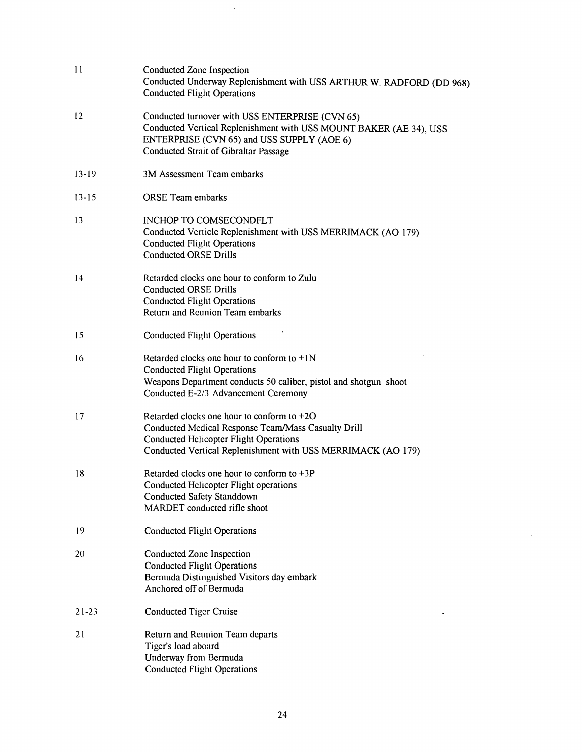| | |
|---|---|
| 11 | Conducted Zone Inspection<br>Conducted Underway Replenishment with USS ARTHUR W. RADFORD (DD 968)<br>Conducted Flight Operations |
| 12 | Conducted turnover with USS ENTERPRISE (CVN 65)<br>Conducted Vertical Replenishment with USS MOUNT BAKER (AE 34), USS ENTERPRISE (CVN 65) and USS SUPPLY (AOE 6)<br>Conducted Strait of Gibraltar Passage |
| 13-19 | 3M Assessment Team embarks |
| 13-15 | ORSE Team embarks |
| 13 | INCHOP TO COMSECONDFLT<br>Conducted Verticle Replenishment with USS MERRIMACK (AO 179)<br>Conducted Flight Operations<br>Conducted ORSE Drills |
| 14 | Retarded clocks one hour to conform to Zulu<br>Conducted ORSE Drills<br>Conducted Flight Operations<br>Return and Reunion Team embarks |
| 15 | Conducted Flight Operations |
| 16 | Retarded clocks one hour to conform to +1N<br>Conducted Flight Operations<br>Weapons Department conducts 50 caliber, pistol and shotgun shoot<br>Conducted E-2/3 Advancement Ceremony |
| 17 | Retarded clocks one hour to conform to +2O<br>Conducted Medical Response Team/Mass Casualty Drill<br>Conducted Helicopter Flight Operations<br>Conducted Vertical Replenishment with USS MERRIMACK (AO 179) |
| 18 | Retarded clocks one hour to conform to +3P<br>Conducted Helicopter Flight operations<br>Conducted Safety Standdown<br>MARDET conducted rifle shoot |
| 19 | Conducted Flight Operations |
| 20 | Conducted Zone Inspection<br>Conducted Flight Operations<br>Bermuda Distinguished Visitors day embark<br>Anchored off of Bermuda |
| 21-23 | Conducted Tiger Cruise |
| 21 | Return and Reunion Team departs<br>Tiger's load aboard<br>Underway from Bermuda<br>Conducted Flight Operations |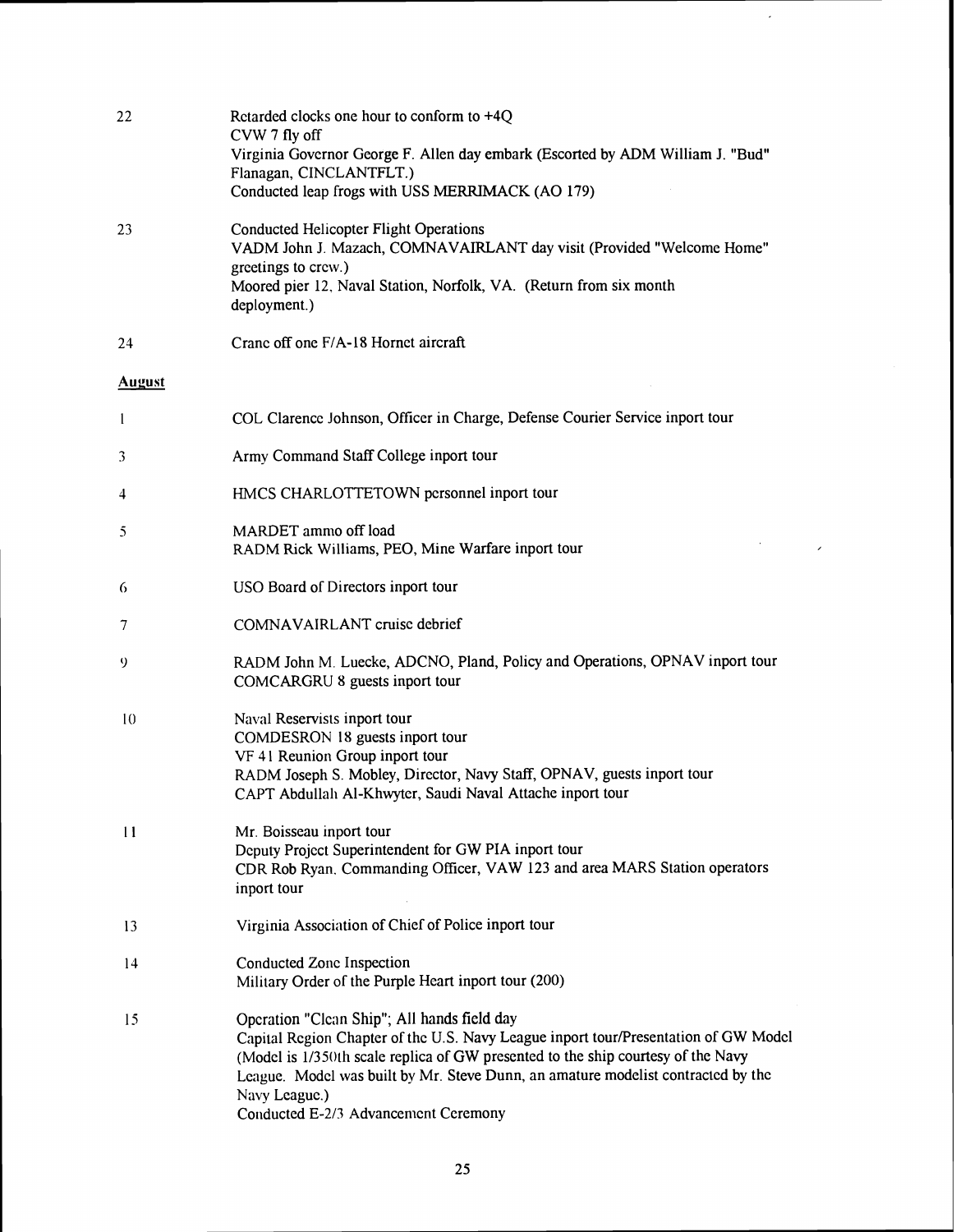22 Retarded clocks one hour to conform to +4Q
CVW 7 fly off
Virginia Governor George F. Allen day embark (Escorted by ADM William J. "Bud" Flanagan, CINCLANTFLT.)
Conducted leap frogs with USS MERRIMACK (AO 179)

23 Conducted Helicopter Flight Operations
VADM John J. Mazach, COMNAVAIRLANT day visit (Provided "Welcome Home" greetings to crew.)
Moored pier 12, Naval Station, Norfolk, VA. (Return from six month deployment.)

24 Crane off one F/A-18 Hornet aircraft

**August**

1 COL Clarence Johnson, Officer in Charge, Defense Courier Service inport tour

3 Army Command Staff College inport tour

4 HMCS CHARLOTTETOWN personnel inport tour

5 MARDET ammo off load
RADM Rick Williams, PEO, Mine Warfare inport tour

6 USO Board of Directors inport tour

7 COMNAVAIRLANT cruise debrief

9 RADM John M. Luecke, ADCNO, Pland, Policy and Operations, OPNAV inport tour
COMCARGRU 8 guests inport tour

10 Naval Reservists inport tour
COMDESRON 18 guests inport tour
VF 41 Reunion Group inport tour
RADM Joseph S. Mobley, Director, Navy Staff, OPNAV, guests inport tour
CAPT Abdullah Al-Khwyter, Saudi Naval Attache inport tour

11 Mr. Boisseau inport tour
Deputy Project Superintendent for GW PIA inport tour
CDR Rob Ryan, Commanding Officer, VAW 123 and area MARS Station operators inport tour

13 Virginia Association of Chief of Police inport tour

14 Conducted Zone Inspection
Military Order of the Purple Heart inport tour (200)

15 Operation "Clean Ship"; All hands field day
Capital Region Chapter of the U.S. Navy League inport tour/Presentation of GW Model (Model is 1/350th scale replica of GW presented to the ship courtesy of the Navy League. Model was built by Mr. Steve Dunn, an amature modelist contracted by the Navy League.)
Conducted E-2/3 Advancement Ceremony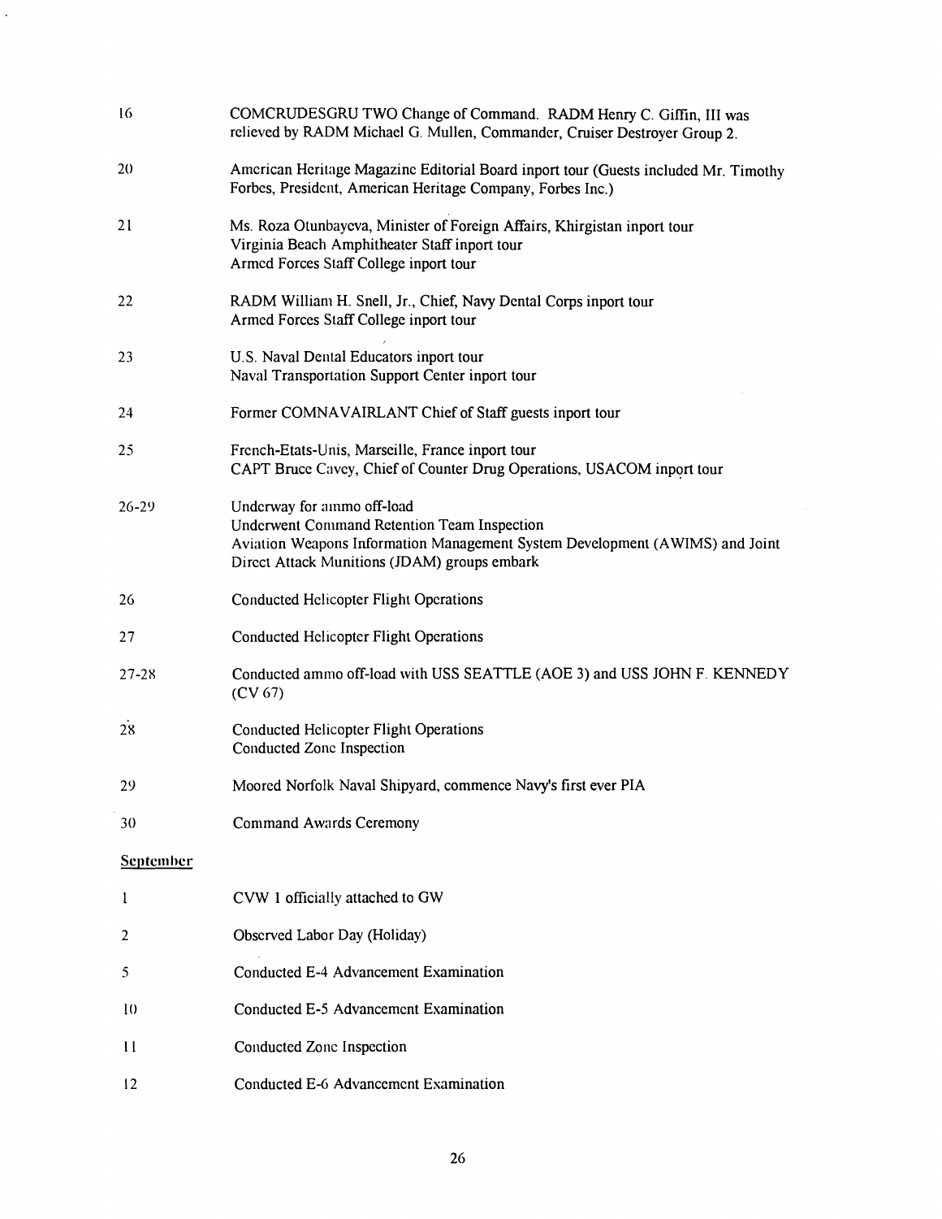| | |
|---|---|
| 16 | COMCRUDESGRU TWO Change of Command. RADM Henry C. Giffin, III was relieved by RADM Michael G. Mullen, Commander, Cruiser Destroyer Group 2. |
| 20 | American Heritage Magazine Editorial Board inport tour (Guests included Mr. Timothy Forbes, President, American Heritage Company, Forbes Inc.) |
| 21 | Ms. Roza Otunbayeva, Minister of Foreign Affairs, Khirgistan inport tour<br>Virginia Beach Amphitheater Staff inport tour<br>Armed Forces Staff College inport tour |
| 22 | RADM William H. Snell, Jr., Chief, Navy Dental Corps inport tour<br>Armed Forces Staff College inport tour |
| 23 | U.S. Naval Dental Educators inport tour<br>Naval Transportation Support Center inport tour |
| 24 | Former COMNAVAIRLANT Chief of Staff guests inport tour |
| 25 | French-Etats-Unis, Marseille, France inport tour<br>CAPT Bruce Cavey, Chief of Counter Drug Operations, USACOM inport tour |
| 26-29 | Underway for ammo off-load<br>Underwent Command Retention Team Inspection<br>Aviation Weapons Information Management System Development (AWIMS) and Joint Direct Attack Munitions (JDAM) groups embark |
| 26 | Conducted Helicopter Flight Operations |
| 27 | Conducted Helicopter Flight Operations |
| 27-28 | Conducted ammo off-load with USS SEATTLE (AOE 3) and USS JOHN F. KENNEDY (CV 67) |
| 28 | Conducted Helicopter Flight Operations<br>Conducted Zone Inspection |
| 29 | Moored Norfolk Naval Shipyard, commence Navy's first ever PIA |
| 30 | Command Awards Ceremony |

**September**

| | |
|---|---|
| 1 | CVW 1 officially attached to GW |
| 2 | Observed Labor Day (Holiday) |
| 5 | Conducted E-4 Advancement Examination |
| 10 | Conducted E-5 Advancement Examination |
| 11 | Conducted Zone Inspection |
| 12 | Conducted E-6 Advancement Examination |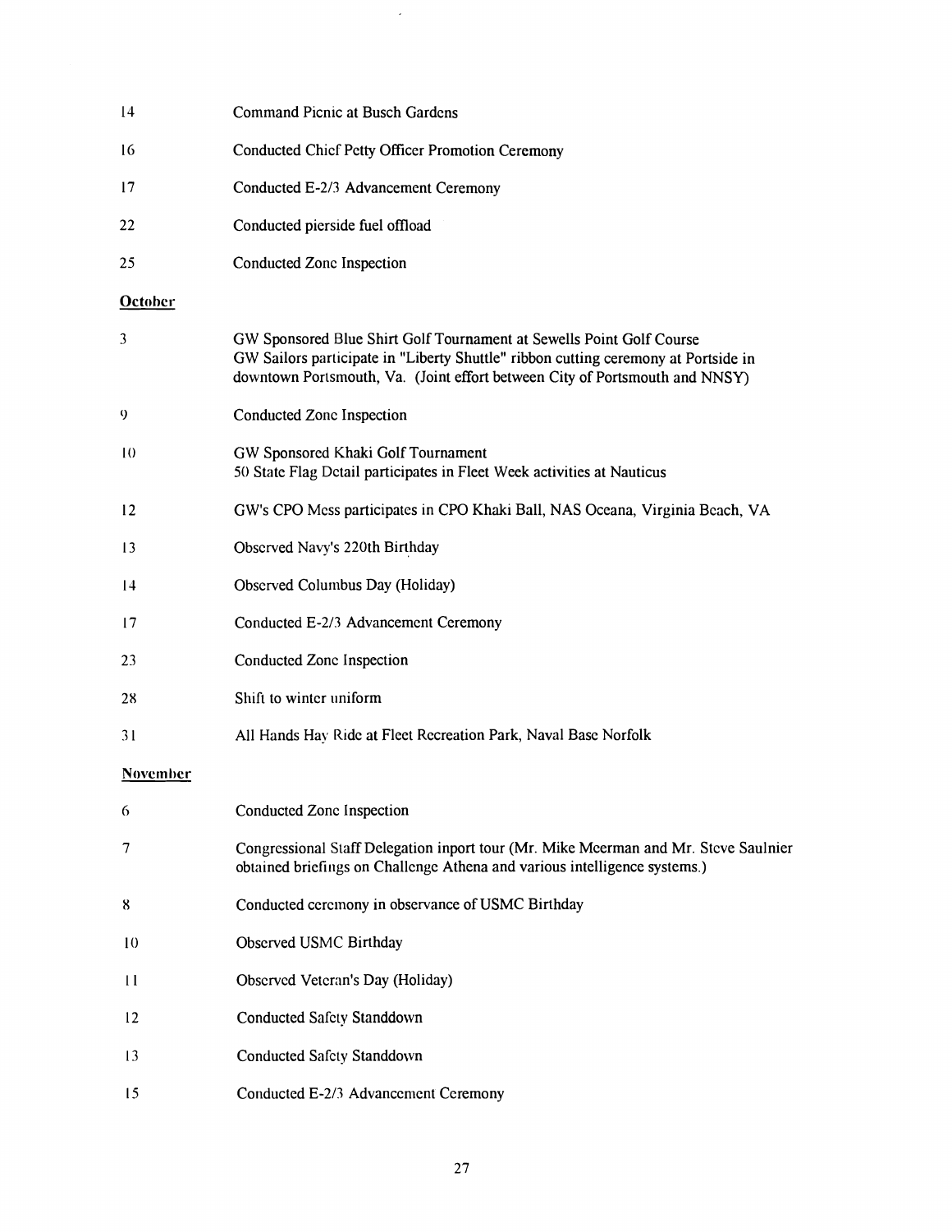| | |
|---|---|
| 14 | Command Picnic at Busch Gardens |
| 16 | Conducted Chief Petty Officer Promotion Ceremony |
| 17 | Conducted E-2/3 Advancement Ceremony |
| 22 | Conducted pierside fuel offload |
| 25 | Conducted Zone Inspection |

**October**

| | |
|---|---|
| 3 | GW Sponsored Blue Shirt Golf Tournament at Sewells Point Golf Course<br>GW Sailors participate in "Liberty Shuttle" ribbon cutting ceremony at Portside in downtown Portsmouth, Va. (Joint effort between City of Portsmouth and NNSY) |
| 9 | Conducted Zone Inspection |
| 10 | GW Sponsored Khaki Golf Tournament<br>50 State Flag Detail participates in Fleet Week activities at Nauticus |
| 12 | GW's CPO Mess participates in CPO Khaki Ball, NAS Oceana, Virginia Beach, VA |
| 13 | Observed Navy's 220th Birthday |
| 14 | Observed Columbus Day (Holiday) |
| 17 | Conducted E-2/3 Advancement Ceremony |
| 23 | Conducted Zone Inspection |
| 28 | Shift to winter uniform |
| 31 | All Hands Hay Ride at Fleet Recreation Park, Naval Base Norfolk |

**November**

| | |
|---|---|
| 6 | Conducted Zone Inspection |
| 7 | Congressional Staff Delegation inport tour (Mr. Mike Meerman and Mr. Steve Saulnier obtained briefings on Challenge Athena and various intelligence systems.) |
| 8 | Conducted ceremony in observance of USMC Birthday |
| 10 | Observed USMC Birthday |
| 11 | Observed Veteran's Day (Holiday) |
| 12 | Conducted Safety Standdown |
| 13 | Conducted Safety Standdown |
| 15 | Conducted E-2/3 Advancement Ceremony |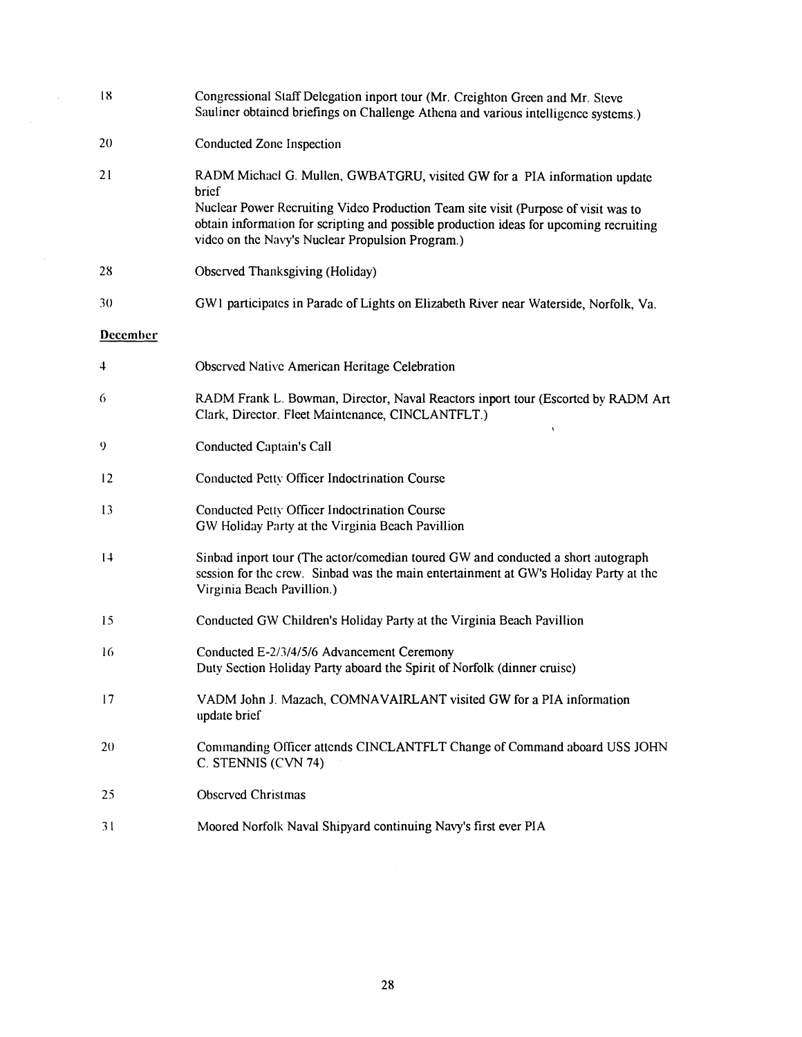| | |
|---|---|
| 18 | Congressional Staff Delegation inport tour (Mr. Creighton Green and Mr. Steve Sauliner obtained briefings on Challenge Athena and various intelligence systems.) |
| 20 | Conducted Zone Inspection |
| 21 | RADM Michael G. Mullen, GWBATGRU, visited GW for a PIA information update brief<br>Nuclear Power Recruiting Video Production Team site visit (Purpose of visit was to obtain information for scripting and possible production ideas for upcoming recruiting video on the Navy's Nuclear Propulsion Program.) |
| 28 | Observed Thanksgiving (Holiday) |
| 30 | GW1 participates in Parade of Lights on Elizabeth River near Waterside, Norfolk, Va. |

**December**

| | |
|---|---|
| 4 | Observed Native American Heritage Celebration |
| 6 | RADM Frank L. Bowman, Director, Naval Reactors inport tour (Escorted by RADM Art Clark, Director, Fleet Maintenance, CINCLANTFLT.) |
| 9 | Conducted Captain's Call |
| 12 | Conducted Petty Officer Indoctrination Course |
| 13 | Conducted Petty Officer Indoctrination Course<br>GW Holiday Party at the Virginia Beach Pavillion |
| 14 | Sinbad inport tour (The actor/comedian toured GW and conducted a short autograph session for the crew. Sinbad was the main entertainment at GW's Holiday Party at the Virginia Beach Pavillion.) |
| 15 | Conducted GW Children's Holiday Party at the Virginia Beach Pavillion |
| 16 | Conducted E-2/3/4/5/6 Advancement Ceremony<br>Duty Section Holiday Party aboard the Spirit of Norfolk (dinner cruise) |
| 17 | VADM John J. Mazach, COMNAVAIRLANT visited GW for a PIA information update brief |
| 20 | Commanding Officer attends CINCLANTFLT Change of Command aboard USS JOHN C. STENNIS (CVN 74) |
| 25 | Observed Christmas |
| 31 | Moored Norfolk Naval Shipyard continuing Navy's first ever PIA |